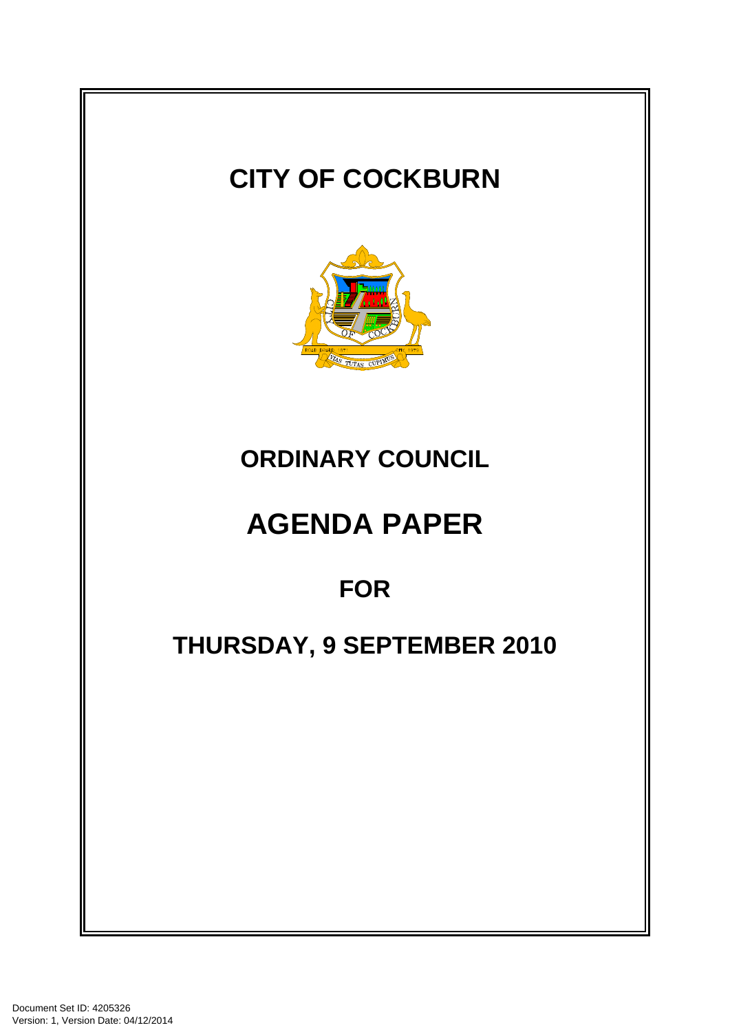# CITY OF COCKBURN

## ORDINARY COUNCIL

# AGENDA PAPER

## FOR

## THURSDAY, 9 SEPTEMBER 2010

Document Set ID: 4205326
Version: 1, Version Date: 04/12/2014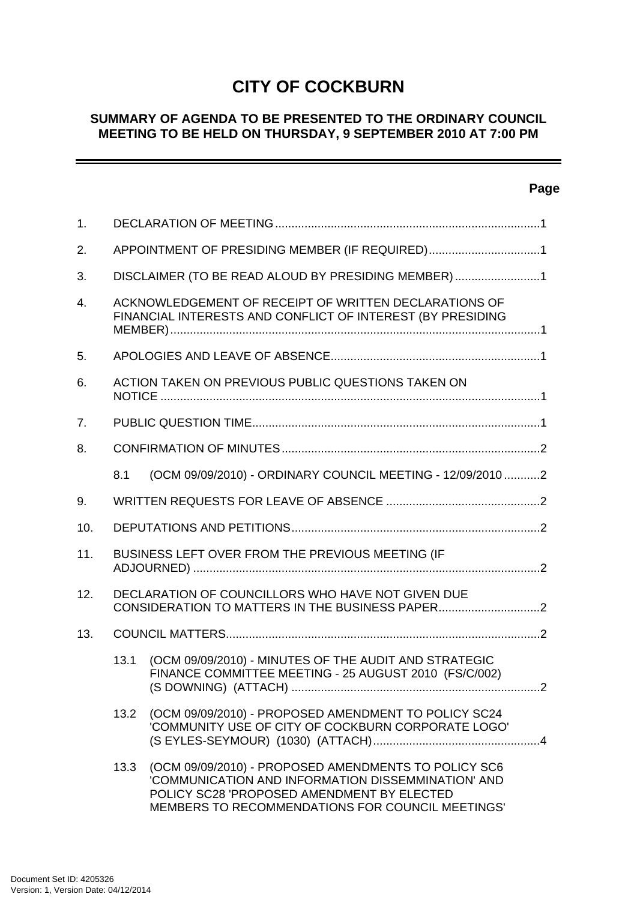# CITY OF COCKBURN

## SUMMARY OF AGENDA TO BE PRESENTED TO THE ORDINARY COUNCIL MEETING TO BE HELD ON THURSDAY, 9 SEPTEMBER 2010 AT 7:00 PM

---

**Page**

1. DECLARATION OF MEETING ..... 1

2. APPOINTMENT OF PRESIDING MEMBER (IF REQUIRED) ..... 1

3. DISCLAIMER (TO BE READ ALOUD BY PRESIDING MEMBER) ..... 1

4. ACKNOWLEDGEMENT OF RECEIPT OF WRITTEN DECLARATIONS OF FINANCIAL INTERESTS AND CONFLICT OF INTEREST (BY PRESIDING MEMBER) ..... 1

5. APOLOGIES AND LEAVE OF ABSENCE ..... 1

6. ACTION TAKEN ON PREVIOUS PUBLIC QUESTIONS TAKEN ON NOTICE ..... 1

7. PUBLIC QUESTION TIME ..... 1

8. CONFIRMATION OF MINUTES ..... 2

   8.1 (OCM 09/09/2010) - ORDINARY COUNCIL MEETING - 12/09/2010 ..... 2

9. WRITTEN REQUESTS FOR LEAVE OF ABSENCE ..... 2

10. DEPUTATIONS AND PETITIONS ..... 2

11. BUSINESS LEFT OVER FROM THE PREVIOUS MEETING (IF ADJOURNED) ..... 2

12. DECLARATION OF COUNCILLORS WHO HAVE NOT GIVEN DUE CONSIDERATION TO MATTERS IN THE BUSINESS PAPER ..... 2

13. COUNCIL MATTERS ..... 2

   13.1 (OCM 09/09/2010) - MINUTES OF THE AUDIT AND STRATEGIC FINANCE COMMITTEE MEETING - 25 AUGUST 2010 (FS/C/002) (S DOWNING) (ATTACH) ..... 2

   13.2 (OCM 09/09/2010) - PROPOSED AMENDMENT TO POLICY SC24 'COMMUNITY USE OF CITY OF COCKBURN CORPORATE LOGO' (S EYLES-SEYMOUR) (1030) (ATTACH) ..... 4

   13.3 (OCM 09/09/2010) - PROPOSED AMENDMENTS TO POLICY SC6 'COMMUNICATION AND INFORMATION DISSEMINATION' AND POLICY SC28 'PROPOSED AMENDMENT BY ELECTED MEMBERS TO RECOMMENDATIONS FOR COUNCIL MEETINGS'

Document Set ID: 4205326
Version: 1, Version Date: 04/12/2014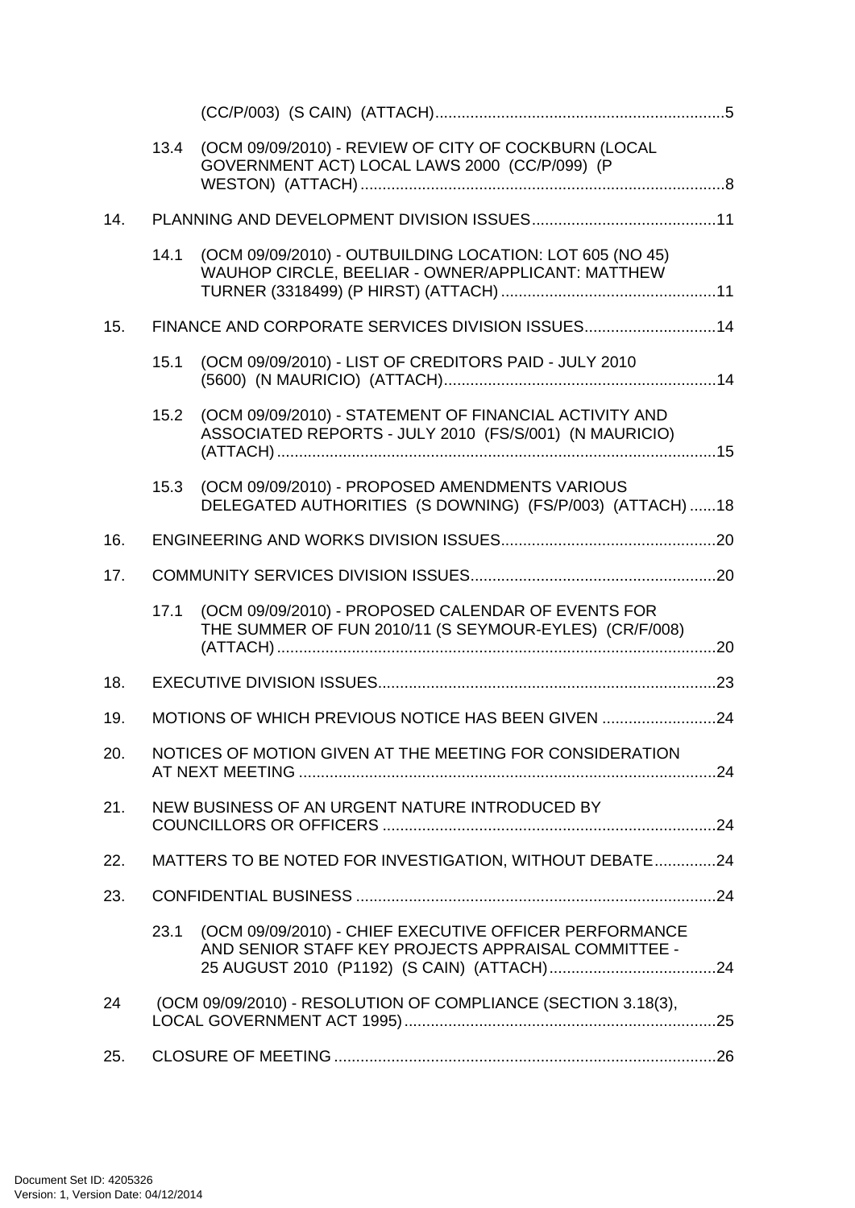(CC/P/003) (S CAIN) (ATTACH)..................................................................5

13.4 (OCM 09/09/2010) - REVIEW OF CITY OF COCKBURN (LOCAL GOVERNMENT ACT) LOCAL LAWS 2000 (CC/P/099) (P WESTON) (ATTACH)..................................................................................8

14. PLANNING AND DEVELOPMENT DIVISION ISSUES..........................................11

14.1 (OCM 09/09/2010) - OUTBUILDING LOCATION: LOT 605 (NO 45) WAUHOP CIRCLE, BEELIAR - OWNER/APPLICANT: MATTHEW TURNER (3318499) (P HIRST) (ATTACH).................................................11

15. FINANCE AND CORPORATE SERVICES DIVISION ISSUES.............................14

15.1 (OCM 09/09/2010) - LIST OF CREDITORS PAID - JULY 2010 (5600) (N MAURICIO) (ATTACH)..............................................................14

15.2 (OCM 09/09/2010) - STATEMENT OF FINANCIAL ACTIVITY AND ASSOCIATED REPORTS - JULY 2010 (FS/S/001) (N MAURICIO) (ATTACH)....................................................................................................15

15.3 (OCM 09/09/2010) - PROPOSED AMENDMENTS VARIOUS DELEGATED AUTHORITIES (S DOWNING) (FS/P/003) (ATTACH)......18

16. ENGINEERING AND WORKS DIVISION ISSUES................................................20

17. COMMUNITY SERVICES DIVISION ISSUES........................................................20

17.1 (OCM 09/09/2010) - PROPOSED CALENDAR OF EVENTS FOR THE SUMMER OF FUN 2010/11 (S SEYMOUR-EYLES) (CR/F/008) (ATTACH)....................................................................................................20

18. EXECUTIVE DIVISION ISSUES............................................................................23

19. MOTIONS OF WHICH PREVIOUS NOTICE HAS BEEN GIVEN ..........................24

20. NOTICES OF MOTION GIVEN AT THE MEETING FOR CONSIDERATION AT NEXT MEETING ..............................................................................................24

21. NEW BUSINESS OF AN URGENT NATURE INTRODUCED BY COUNCILLORS OR OFFICERS ...........................................................................24

22. MATTERS TO BE NOTED FOR INVESTIGATION, WITHOUT DEBATE..............24

23. CONFIDENTIAL BUSINESS ..................................................................................24

23.1 (OCM 09/09/2010) - CHIEF EXECUTIVE OFFICER PERFORMANCE AND SENIOR STAFF KEY PROJECTS APPRAISAL COMMITTEE - 25 AUGUST 2010 (P1192) (S CAIN) (ATTACH)......................................24

24 (OCM 09/09/2010) - RESOLUTION OF COMPLIANCE (SECTION 3.18(3), LOCAL GOVERNMENT ACT 1995).......................................................................25

25. CLOSURE OF MEETING.......................................................................................26

Document Set ID: 4205326
Version: 1, Version Date: 04/12/2014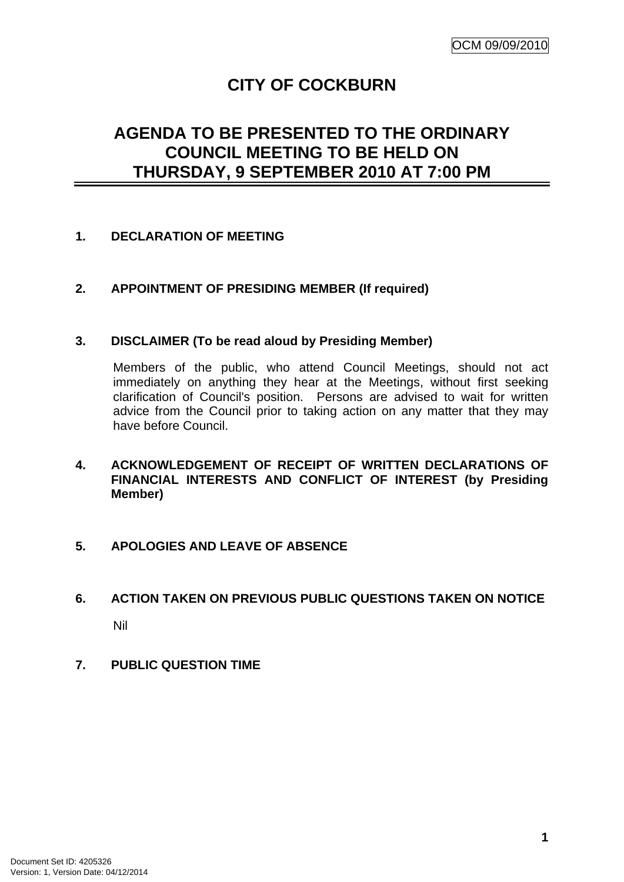OCM 09/09/2010

# CITY OF COCKBURN

## AGENDA TO BE PRESENTED TO THE ORDINARY COUNCIL MEETING TO BE HELD ON THURSDAY, 9 SEPTEMBER 2010 AT 7:00 PM

### 1. DECLARATION OF MEETING

### 2. APPOINTMENT OF PRESIDING MEMBER (If required)

### 3. DISCLAIMER (To be read aloud by Presiding Member)

Members of the public, who attend Council Meetings, should not act immediately on anything they hear at the Meetings, without first seeking clarification of Council's position. Persons are advised to wait for written advice from the Council prior to taking action on any matter that they may have before Council.

### 4. ACKNOWLEDGEMENT OF RECEIPT OF WRITTEN DECLARATIONS OF FINANCIAL INTERESTS AND CONFLICT OF INTEREST (by Presiding Member)

### 5. APOLOGIES AND LEAVE OF ABSENCE

### 6. ACTION TAKEN ON PREVIOUS PUBLIC QUESTIONS TAKEN ON NOTICE

Nil

### 7. PUBLIC QUESTION TIME

Document Set ID: 4205326
Version: 1, Version Date: 04/12/2014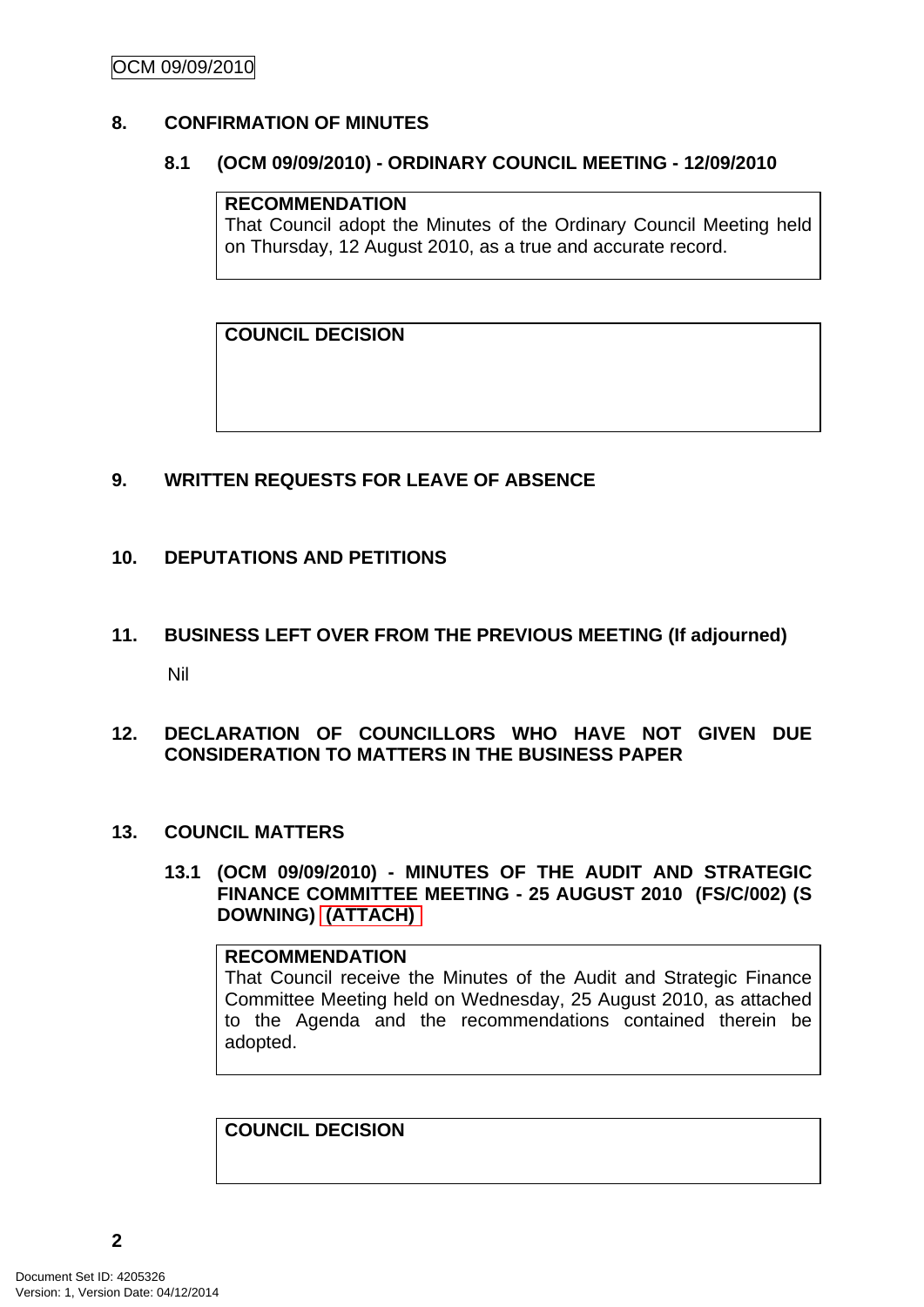## 8. CONFIRMATION OF MINUTES

### 8.1 (OCM 09/09/2010) - ORDINARY COUNCIL MEETING - 12/09/2010

**RECOMMENDATION**
That Council adopt the Minutes of the Ordinary Council Meeting held on Thursday, 12 August 2010, as a true and accurate record.

**COUNCIL DECISION**

## 9. WRITTEN REQUESTS FOR LEAVE OF ABSENCE

## 10. DEPUTATIONS AND PETITIONS

## 11. BUSINESS LEFT OVER FROM THE PREVIOUS MEETING (If adjourned)

Nil

## 12. DECLARATION OF COUNCILLORS WHO HAVE NOT GIVEN DUE CONSIDERATION TO MATTERS IN THE BUSINESS PAPER

## 13. COUNCIL MATTERS

### 13.1 (OCM 09/09/2010) - MINUTES OF THE AUDIT AND STRATEGIC FINANCE COMMITTEE MEETING - 25 AUGUST 2010 (FS/C/002) (S DOWNING) (ATTACH)

**RECOMMENDATION**
That Council receive the Minutes of the Audit and Strategic Finance Committee Meeting held on Wednesday, 25 August 2010, as attached to the Agenda and the recommendations contained therein be adopted.

**COUNCIL DECISION**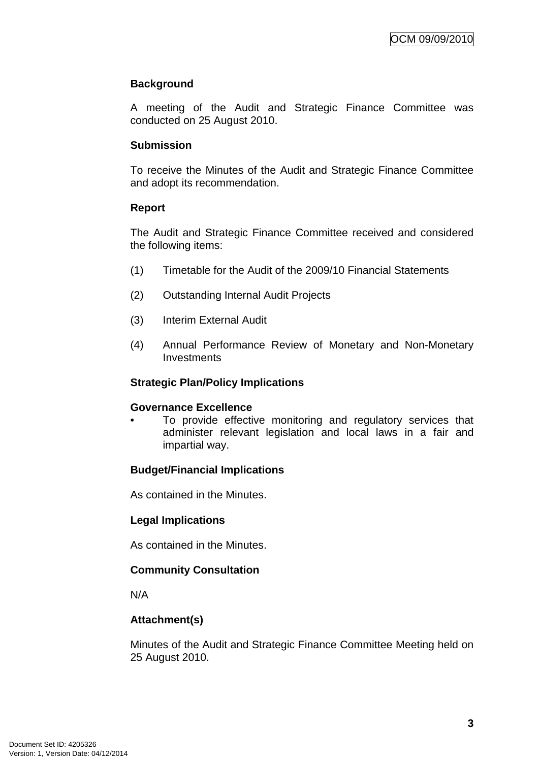**Background**

A meeting of the Audit and Strategic Finance Committee was conducted on 25 August 2010.

**Submission**

To receive the Minutes of the Audit and Strategic Finance Committee and adopt its recommendation.

**Report**

The Audit and Strategic Finance Committee received and considered the following items:

(1) Timetable for the Audit of the 2009/10 Financial Statements

(2) Outstanding Internal Audit Projects

(3) Interim External Audit

(4) Annual Performance Review of Monetary and Non-Monetary Investments

**Strategic Plan/Policy Implications**

**Governance Excellence**

- To provide effective monitoring and regulatory services that administer relevant legislation and local laws in a fair and impartial way.

**Budget/Financial Implications**

As contained in the Minutes.

**Legal Implications**

As contained in the Minutes.

**Community Consultation**

N/A

**Attachment(s)**

Minutes of the Audit and Strategic Finance Committee Meeting held on 25 August 2010.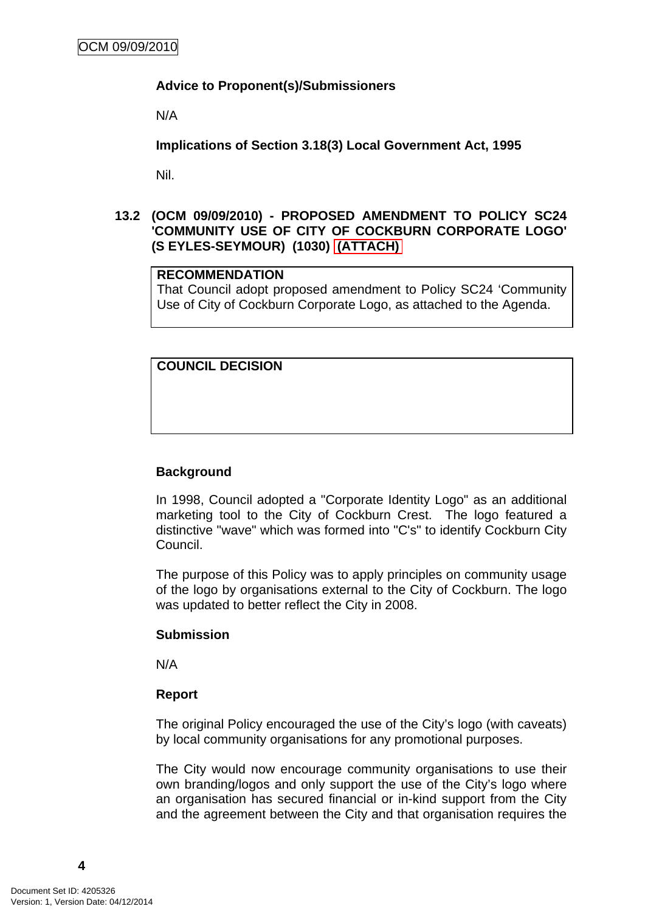**Advice to Proponent(s)/Submissioners**

N/A

**Implications of Section 3.18(3) Local Government Act, 1995**

Nil.

## 13.2 (OCM 09/09/2010) - PROPOSED AMENDMENT TO POLICY SC24 'COMMUNITY USE OF CITY OF COCKBURN CORPORATE LOGO' (S EYLES-SEYMOUR) (1030) (ATTACH)

| **RECOMMENDATION** |
|---|
| That Council adopt proposed amendment to Policy SC24 'Community Use of City of Cockburn Corporate Logo, as attached to the Agenda. |

| **COUNCIL DECISION** |
|---|
| |

**Background**

In 1998, Council adopted a "Corporate Identity Logo" as an additional marketing tool to the City of Cockburn Crest. The logo featured a distinctive "wave" which was formed into "C's" to identify Cockburn City Council.

The purpose of this Policy was to apply principles on community usage of the logo by organisations external to the City of Cockburn. The logo was updated to better reflect the City in 2008.

**Submission**

N/A

**Report**

The original Policy encouraged the use of the City's logo (with caveats) by local community organisations for any promotional purposes.

The City would now encourage community organisations to use their own branding/logos and only support the use of the City's logo where an organisation has secured financial or in-kind support from the City and the agreement between the City and that organisation requires the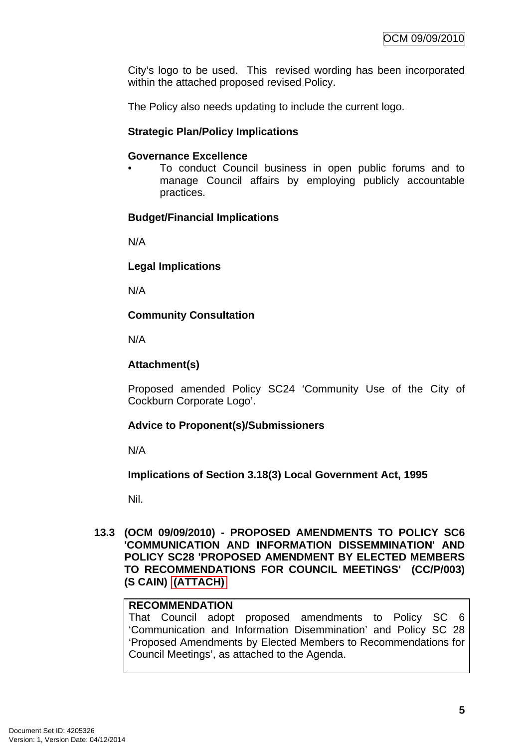City's logo to be used. This revised wording has been incorporated within the attached proposed revised Policy.

The Policy also needs updating to include the current logo.

**Strategic Plan/Policy Implications**

**Governance Excellence**

- To conduct Council business in open public forums and to manage Council affairs by employing publicly accountable practices.

**Budget/Financial Implications**

N/A

**Legal Implications**

N/A

**Community Consultation**

N/A

**Attachment(s)**

Proposed amended Policy SC24 'Community Use of the City of Cockburn Corporate Logo'.

**Advice to Proponent(s)/Submissioners**

N/A

**Implications of Section 3.18(3) Local Government Act, 1995**

Nil.

**13.3 (OCM 09/09/2010) - PROPOSED AMENDMENTS TO POLICY SC6 'COMMUNICATION AND INFORMATION DISSEMMINATION' AND POLICY SC28 'PROPOSED AMENDMENT BY ELECTED MEMBERS TO RECOMMENDATIONS FOR COUNCIL MEETINGS' (CC/P/003) (S CAIN) (ATTACH)**

**RECOMMENDATION**
That Council adopt proposed amendments to Policy SC 6 'Communication and Information Disemmination' and Policy SC 28 'Proposed Amendments by Elected Members to Recommendations for Council Meetings', as attached to the Agenda.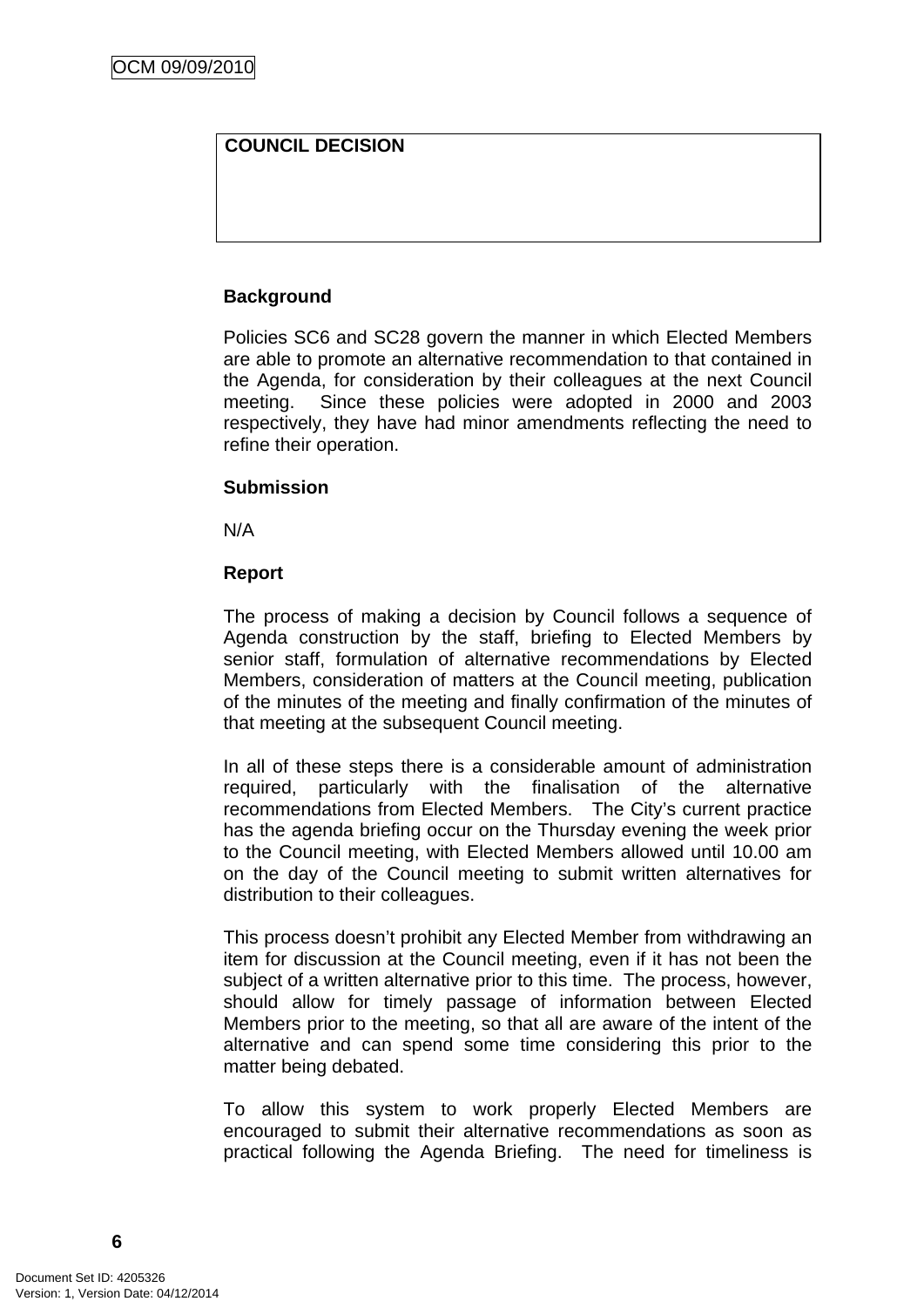| COUNCIL DECISION |
| --- |
| |

**Background**

Policies SC6 and SC28 govern the manner in which Elected Members are able to promote an alternative recommendation to that contained in the Agenda, for consideration by their colleagues at the next Council meeting. Since these policies were adopted in 2000 and 2003 respectively, they have had minor amendments reflecting the need to refine their operation.

**Submission**

N/A

**Report**

The process of making a decision by Council follows a sequence of Agenda construction by the staff, briefing to Elected Members by senior staff, formulation of alternative recommendations by Elected Members, consideration of matters at the Council meeting, publication of the minutes of the meeting and finally confirmation of the minutes of that meeting at the subsequent Council meeting.

In all of these steps there is a considerable amount of administration required, particularly with the finalisation of the alternative recommendations from Elected Members. The City's current practice has the agenda briefing occur on the Thursday evening the week prior to the Council meeting, with Elected Members allowed until 10.00 am on the day of the Council meeting to submit written alternatives for distribution to their colleagues.

This process doesn't prohibit any Elected Member from withdrawing an item for discussion at the Council meeting, even if it has not been the subject of a written alternative prior to this time. The process, however, should allow for timely passage of information between Elected Members prior to the meeting, so that all are aware of the intent of the alternative and can spend some time considering this prior to the matter being debated.

To allow this system to work properly Elected Members are encouraged to submit their alternative recommendations as soon as practical following the Agenda Briefing. The need for timeliness is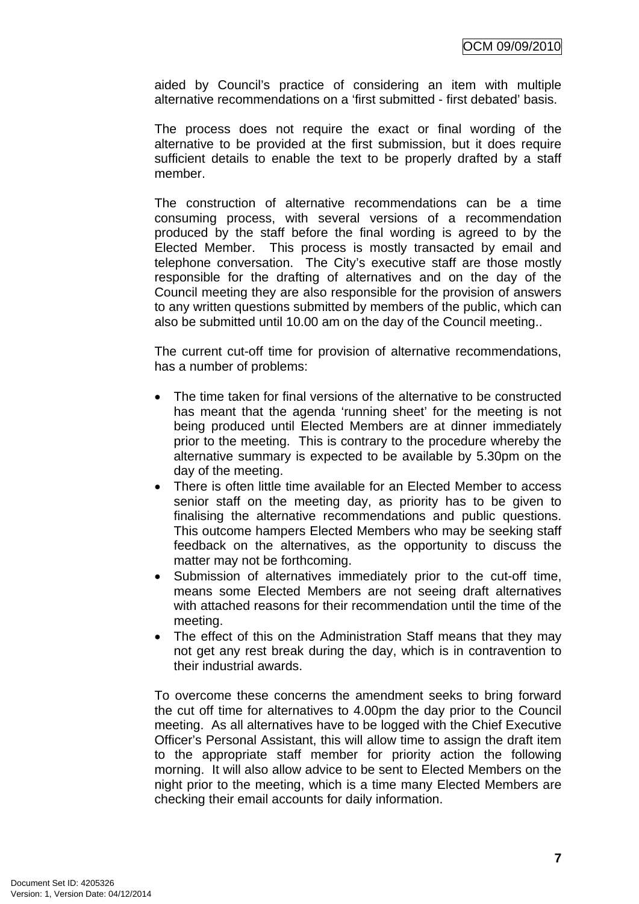aided by Council's practice of considering an item with multiple alternative recommendations on a 'first submitted - first debated' basis.

The process does not require the exact or final wording of the alternative to be provided at the first submission, but it does require sufficient details to enable the text to be properly drafted by a staff member.

The construction of alternative recommendations can be a time consuming process, with several versions of a recommendation produced by the staff before the final wording is agreed to by the Elected Member. This process is mostly transacted by email and telephone conversation. The City's executive staff are those mostly responsible for the drafting of alternatives and on the day of the Council meeting they are also responsible for the provision of answers to any written questions submitted by members of the public, which can also be submitted until 10.00 am on the day of the Council meeting..

The current cut-off time for provision of alternative recommendations, has a number of problems:

- The time taken for final versions of the alternative to be constructed has meant that the agenda 'running sheet' for the meeting is not being produced until Elected Members are at dinner immediately prior to the meeting. This is contrary to the procedure whereby the alternative summary is expected to be available by 5.30pm on the day of the meeting.
- There is often little time available for an Elected Member to access senior staff on the meeting day, as priority has to be given to finalising the alternative recommendations and public questions. This outcome hampers Elected Members who may be seeking staff feedback on the alternatives, as the opportunity to discuss the matter may not be forthcoming.
- Submission of alternatives immediately prior to the cut-off time, means some Elected Members are not seeing draft alternatives with attached reasons for their recommendation until the time of the meeting.
- The effect of this on the Administration Staff means that they may not get any rest break during the day, which is in contravention to their industrial awards.

To overcome these concerns the amendment seeks to bring forward the cut off time for alternatives to 4.00pm the day prior to the Council meeting. As all alternatives have to be logged with the Chief Executive Officer's Personal Assistant, this will allow time to assign the draft item to the appropriate staff member for priority action the following morning. It will also allow advice to be sent to Elected Members on the night prior to the meeting, which is a time many Elected Members are checking their email accounts for daily information.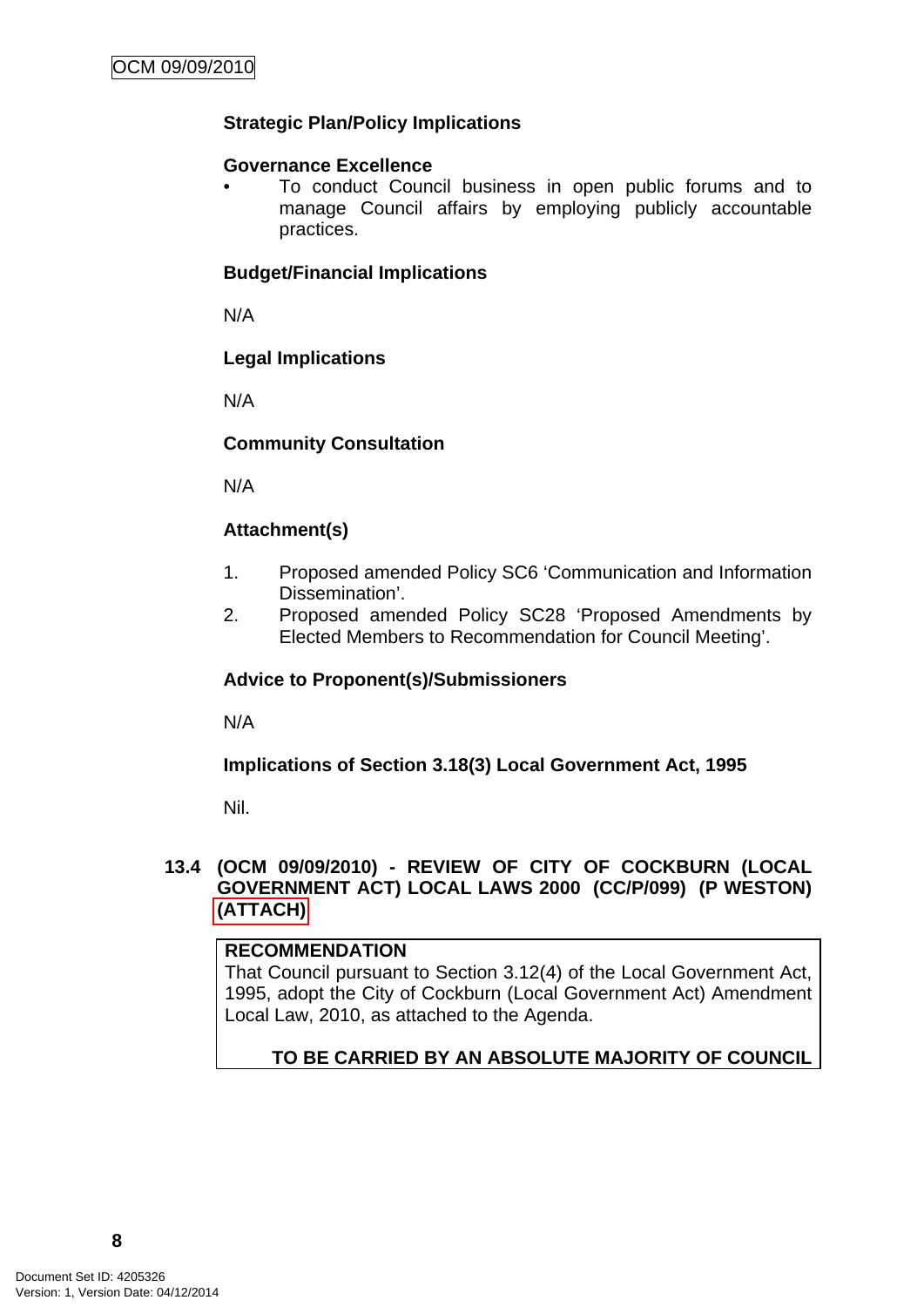**Strategic Plan/Policy Implications**

**Governance Excellence**

- To conduct Council business in open public forums and to manage Council affairs by employing publicly accountable practices.

**Budget/Financial Implications**

N/A

**Legal Implications**

N/A

**Community Consultation**

N/A

**Attachment(s)**

1. Proposed amended Policy SC6 'Communication and Information Dissemination'.
2. Proposed amended Policy SC28 'Proposed Amendments by Elected Members to Recommendation for Council Meeting'.

**Advice to Proponent(s)/Submissioners**

N/A

**Implications of Section 3.18(3) Local Government Act, 1995**

Nil.

### 13.4 (OCM 09/09/2010) - REVIEW OF CITY OF COCKBURN (LOCAL GOVERNMENT ACT) LOCAL LAWS 2000 (CC/P/099) (P WESTON) (ATTACH)

**RECOMMENDATION**

That Council pursuant to Section 3.12(4) of the Local Government Act, 1995, adopt the City of Cockburn (Local Government Act) Amendment Local Law, 2010, as attached to the Agenda.

**TO BE CARRIED BY AN ABSOLUTE MAJORITY OF COUNCIL**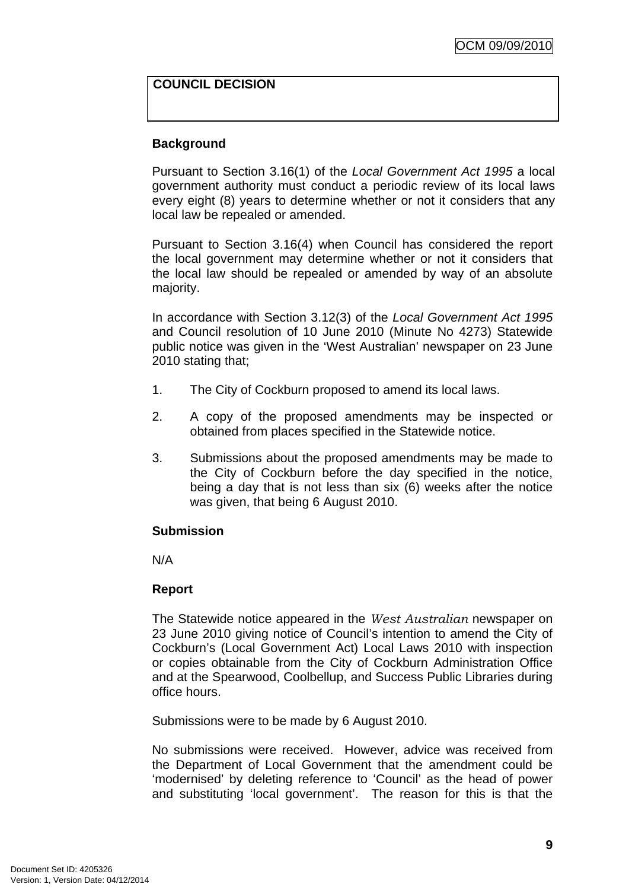| **COUNCIL DECISION** |
|---|
| |

**Background**

Pursuant to Section 3.16(1) of the *Local Government Act 1995* a local government authority must conduct a periodic review of its local laws every eight (8) years to determine whether or not it considers that any local law be repealed or amended.

Pursuant to Section 3.16(4) when Council has considered the report the local government may determine whether or not it considers that the local law should be repealed or amended by way of an absolute majority.

In accordance with Section 3.12(3) of the *Local Government Act 1995* and Council resolution of 10 June 2010 (Minute No 4273) Statewide public notice was given in the 'West Australian' newspaper on 23 June 2010 stating that;

1. The City of Cockburn proposed to amend its local laws.

2. A copy of the proposed amendments may be inspected or obtained from places specified in the Statewide notice.

3. Submissions about the proposed amendments may be made to the City of Cockburn before the day specified in the notice, being a day that is not less than six (6) weeks after the notice was given, that being 6 August 2010.

**Submission**

N/A

**Report**

The Statewide notice appeared in the *West Australian* newspaper on 23 June 2010 giving notice of Council's intention to amend the City of Cockburn's (Local Government Act) Local Laws 2010 with inspection or copies obtainable from the City of Cockburn Administration Office and at the Spearwood, Coolbellup, and Success Public Libraries during office hours.

Submissions were to be made by 6 August 2010.

No submissions were received. However, advice was received from the Department of Local Government that the amendment could be 'modernised' by deleting reference to 'Council' as the head of power and substituting 'local government'. The reason for this is that the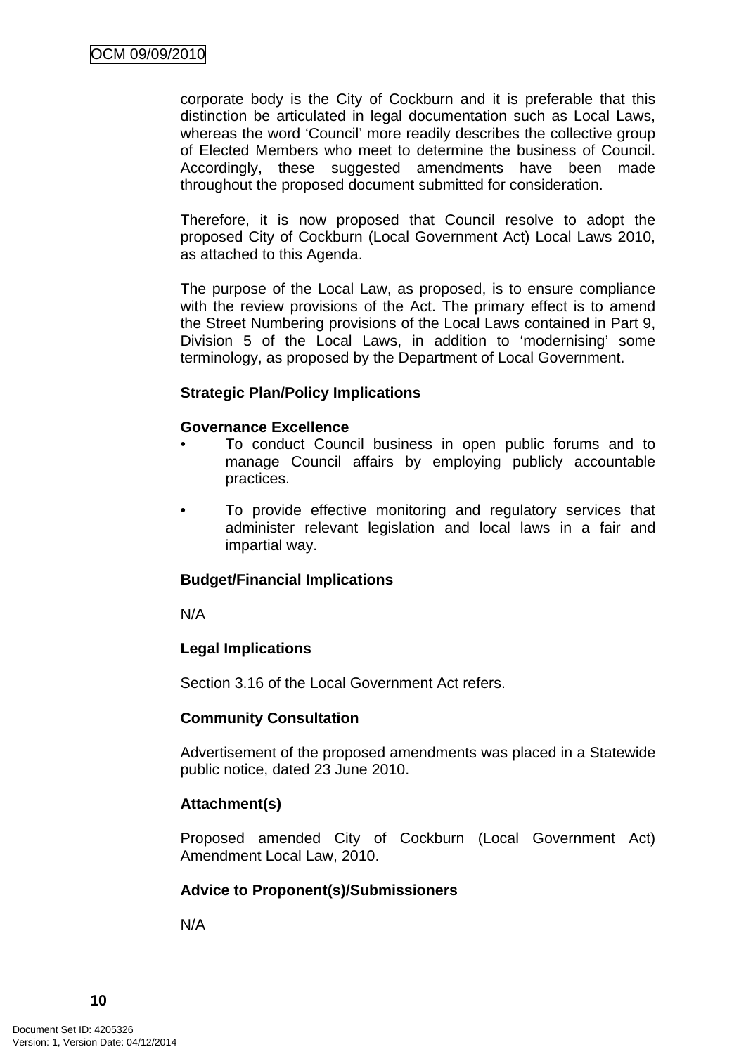corporate body is the City of Cockburn and it is preferable that this distinction be articulated in legal documentation such as Local Laws, whereas the word 'Council' more readily describes the collective group of Elected Members who meet to determine the business of Council. Accordingly, these suggested amendments have been made throughout the proposed document submitted for consideration.

Therefore, it is now proposed that Council resolve to adopt the proposed City of Cockburn (Local Government Act) Local Laws 2010, as attached to this Agenda.

The purpose of the Local Law, as proposed, is to ensure compliance with the review provisions of the Act. The primary effect is to amend the Street Numbering provisions of the Local Laws contained in Part 9, Division 5 of the Local Laws, in addition to 'modernising' some terminology, as proposed by the Department of Local Government.

**Strategic Plan/Policy Implications**

**Governance Excellence**

- To conduct Council business in open public forums and to manage Council affairs by employing publicly accountable practices.
- To provide effective monitoring and regulatory services that administer relevant legislation and local laws in a fair and impartial way.

**Budget/Financial Implications**

N/A

**Legal Implications**

Section 3.16 of the Local Government Act refers.

**Community Consultation**

Advertisement of the proposed amendments was placed in a Statewide public notice, dated 23 June 2010.

**Attachment(s)**

Proposed amended City of Cockburn (Local Government Act) Amendment Local Law, 2010.

**Advice to Proponent(s)/Submissioners**

N/A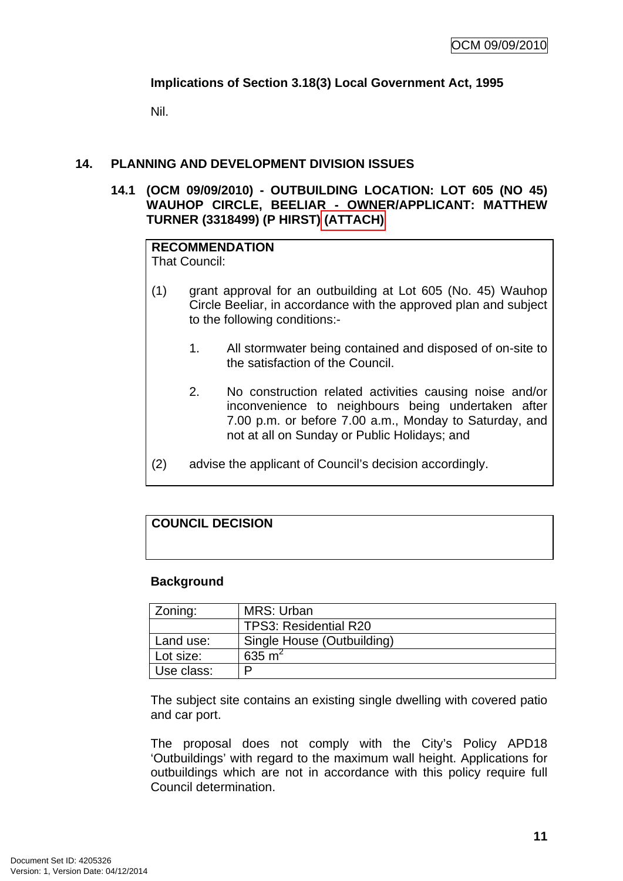**Implications of Section 3.18(3) Local Government Act, 1995**

Nil.

## 14. PLANNING AND DEVELOPMENT DIVISION ISSUES

### 14.1 (OCM 09/09/2010) - OUTBUILDING LOCATION: LOT 605 (NO 45) WAUHOP CIRCLE, BEELIAR - OWNER/APPLICANT: MATTHEW TURNER (3318499) (P HIRST) (ATTACH)

**RECOMMENDATION**
That Council:

(1) grant approval for an outbuilding at Lot 605 (No. 45) Wauhop Circle Beeliar, in accordance with the approved plan and subject to the following conditions:-

1. All stormwater being contained and disposed of on-site to the satisfaction of the Council.

2. No construction related activities causing noise and/or inconvenience to neighbours being undertaken after 7.00 p.m. or before 7.00 a.m., Monday to Saturday, and not at all on Sunday or Public Holidays; and

(2) advise the applicant of Council's decision accordingly.

**COUNCIL DECISION**

**Background**

| Zoning: | MRS: Urban |
|---|---|
| | TPS3: Residential R20 |
| Land use: | Single House (Outbuilding) |
| Lot size: | 635 m$^2$ |
| Use class: | P |

The subject site contains an existing single dwelling with covered patio and car port.

The proposal does not comply with the City's Policy APD18 'Outbuildings' with regard to the maximum wall height. Applications for outbuildings which are not in accordance with this policy require full Council determination.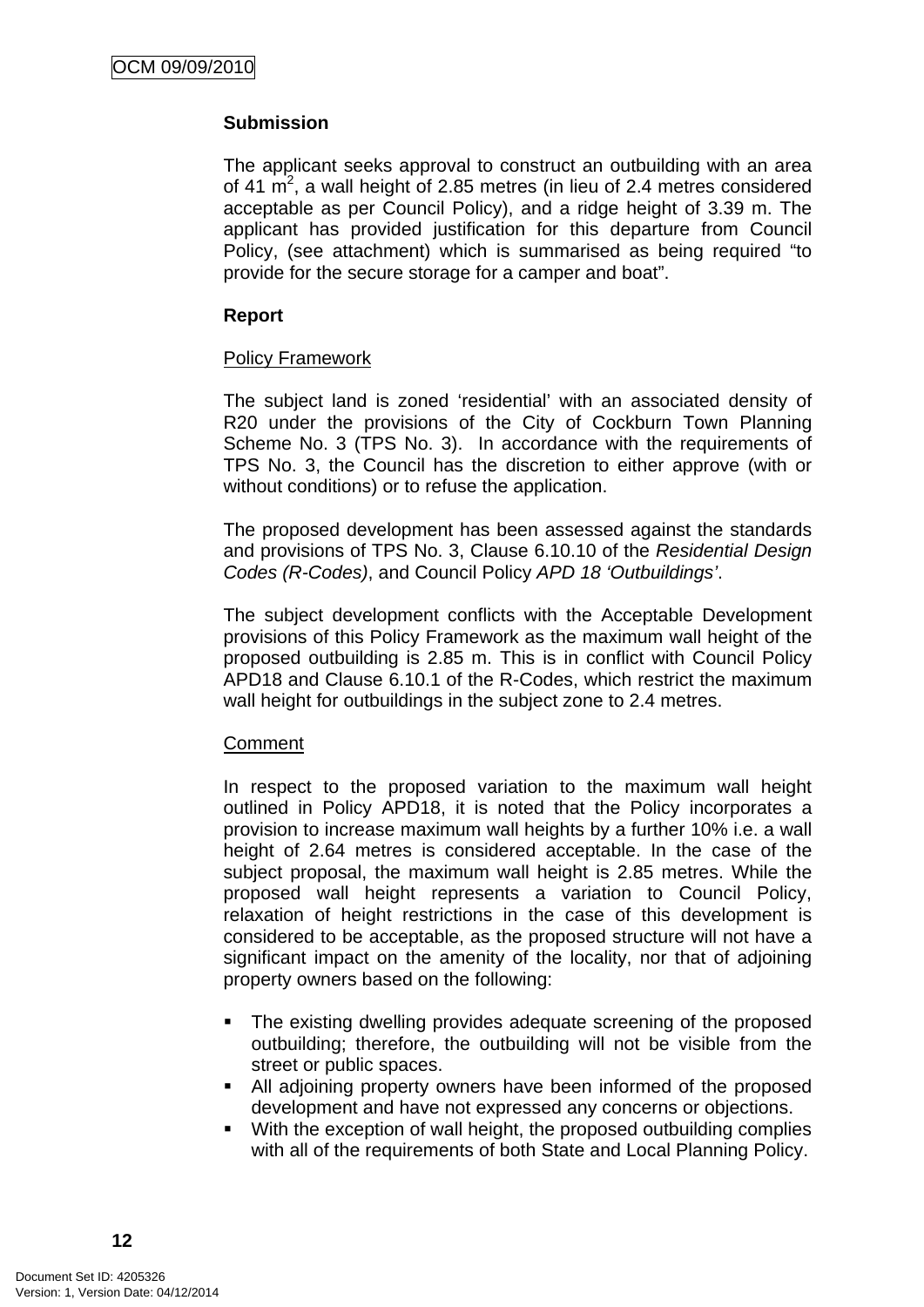**Submission**

The applicant seeks approval to construct an outbuilding with an area of 41 $m^2$, a wall height of 2.85 metres (in lieu of 2.4 metres considered acceptable as per Council Policy), and a ridge height of 3.39 m. The applicant has provided justification for this departure from Council Policy, (see attachment) which is summarised as being required "to provide for the secure storage for a camper and boat".

**Report**

Policy Framework

The subject land is zoned 'residential' with an associated density of R20 under the provisions of the City of Cockburn Town Planning Scheme No. 3 (TPS No. 3). In accordance with the requirements of TPS No. 3, the Council has the discretion to either approve (with or without conditions) or to refuse the application.

The proposed development has been assessed against the standards and provisions of TPS No. 3, Clause 6.10.10 of the *Residential Design Codes (R-Codes)*, and Council Policy *APD 18 'Outbuildings'*.

The subject development conflicts with the Acceptable Development provisions of this Policy Framework as the maximum wall height of the proposed outbuilding is 2.85 m. This is in conflict with Council Policy APD18 and Clause 6.10.1 of the R-Codes, which restrict the maximum wall height for outbuildings in the subject zone to 2.4 metres.

Comment

In respect to the proposed variation to the maximum wall height outlined in Policy APD18, it is noted that the Policy incorporates a provision to increase maximum wall heights by a further 10% i.e. a wall height of 2.64 metres is considered acceptable. In the case of the subject proposal, the maximum wall height is 2.85 metres. While the proposed wall height represents a variation to Council Policy, relaxation of height restrictions in the case of this development is considered to be acceptable, as the proposed structure will not have a significant impact on the amenity of the locality, nor that of adjoining property owners based on the following:

- The existing dwelling provides adequate screening of the proposed outbuilding; therefore, the outbuilding will not be visible from the street or public spaces.
- All adjoining property owners have been informed of the proposed development and have not expressed any concerns or objections.
- With the exception of wall height, the proposed outbuilding complies with all of the requirements of both State and Local Planning Policy.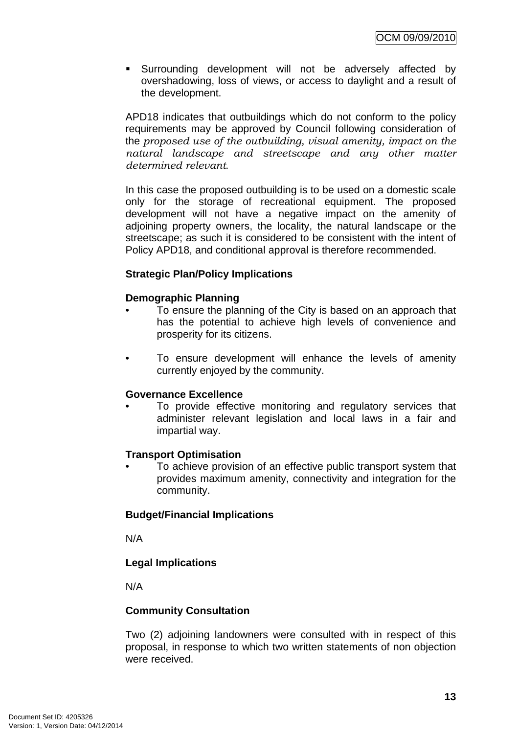- Surrounding development will not be adversely affected by overshadowing, loss of views, or access to daylight and a result of the development.

APD18 indicates that outbuildings which do not conform to the policy requirements may be approved by Council following consideration of the *proposed use of the outbuilding, visual amenity, impact on the natural landscape and streetscape and any other matter determined relevant*.

In this case the proposed outbuilding is to be used on a domestic scale only for the storage of recreational equipment. The proposed development will not have a negative impact on the amenity of adjoining property owners, the locality, the natural landscape or the streetscape; as such it is considered to be consistent with the intent of Policy APD18, and conditional approval is therefore recommended.

**Strategic Plan/Policy Implications**

**Demographic Planning**

- To ensure the planning of the City is based on an approach that has the potential to achieve high levels of convenience and prosperity for its citizens.

- To ensure development will enhance the levels of amenity currently enjoyed by the community.

**Governance Excellence**

- To provide effective monitoring and regulatory services that administer relevant legislation and local laws in a fair and impartial way.

**Transport Optimisation**

- To achieve provision of an effective public transport system that provides maximum amenity, connectivity and integration for the community.

**Budget/Financial Implications**

N/A

**Legal Implications**

N/A

**Community Consultation**

Two (2) adjoining landowners were consulted with in respect of this proposal, in response to which two written statements of non objection were received.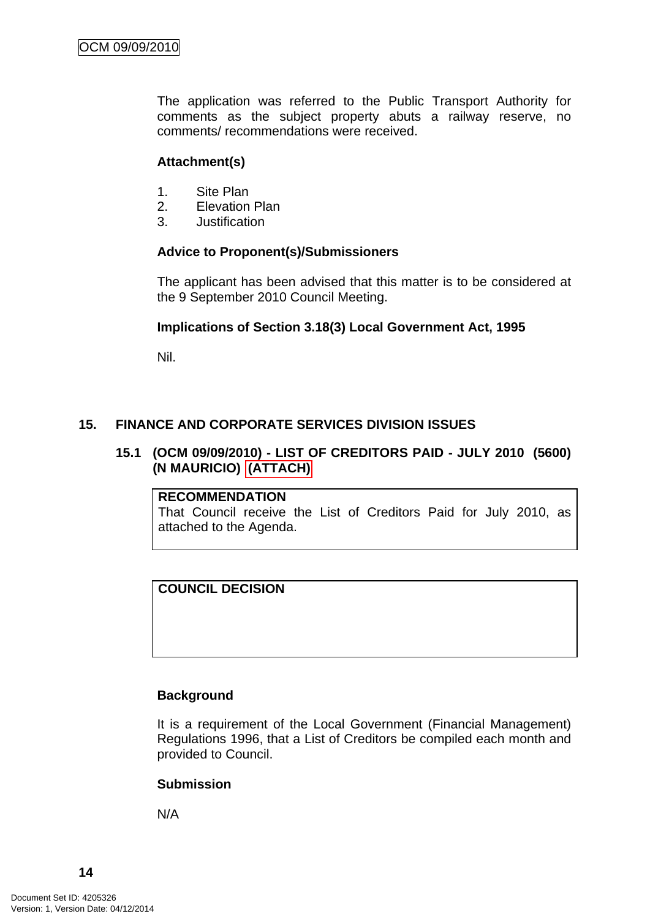The application was referred to the Public Transport Authority for comments as the subject property abuts a railway reserve, no comments/ recommendations were received.

**Attachment(s)**

1. Site Plan
2. Elevation Plan
3. Justification

**Advice to Proponent(s)/Submissioners**

The applicant has been advised that this matter is to be considered at the 9 September 2010 Council Meeting.

**Implications of Section 3.18(3) Local Government Act, 1995**

Nil.

## 15. FINANCE AND CORPORATE SERVICES DIVISION ISSUES

### 15.1 (OCM 09/09/2010) - LIST OF CREDITORS PAID - JULY 2010 (5600) (N MAURICIO) (ATTACH)

| **RECOMMENDATION** |
| --- |
| That Council receive the List of Creditors Paid for July 2010, as attached to the Agenda. |

| **COUNCIL DECISION** |
| --- |
| |

**Background**

It is a requirement of the Local Government (Financial Management) Regulations 1996, that a List of Creditors be compiled each month and provided to Council.

**Submission**

N/A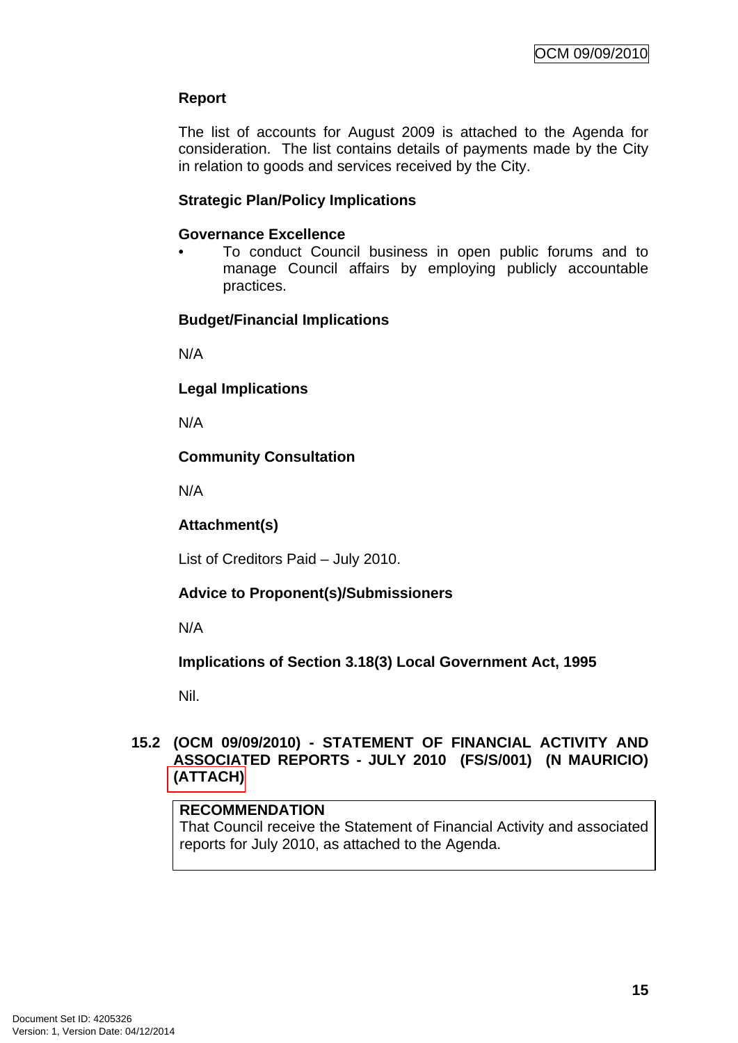**Report**

The list of accounts for August 2009 is attached to the Agenda for consideration. The list contains details of payments made by the City in relation to goods and services received by the City.

**Strategic Plan/Policy Implications**

**Governance Excellence**

- To conduct Council business in open public forums and to manage Council affairs by employing publicly accountable practices.

**Budget/Financial Implications**

N/A

**Legal Implications**

N/A

**Community Consultation**

N/A

**Attachment(s)**

List of Creditors Paid – July 2010.

**Advice to Proponent(s)/Submissioners**

N/A

**Implications of Section 3.18(3) Local Government Act, 1995**

Nil.

## 15.2 (OCM 09/09/2010) - STATEMENT OF FINANCIAL ACTIVITY AND ASSOCIATED REPORTS - JULY 2010 (FS/S/001) (N MAURICIO) (ATTACH)

**RECOMMENDATION**
That Council receive the Statement of Financial Activity and associated reports for July 2010, as attached to the Agenda.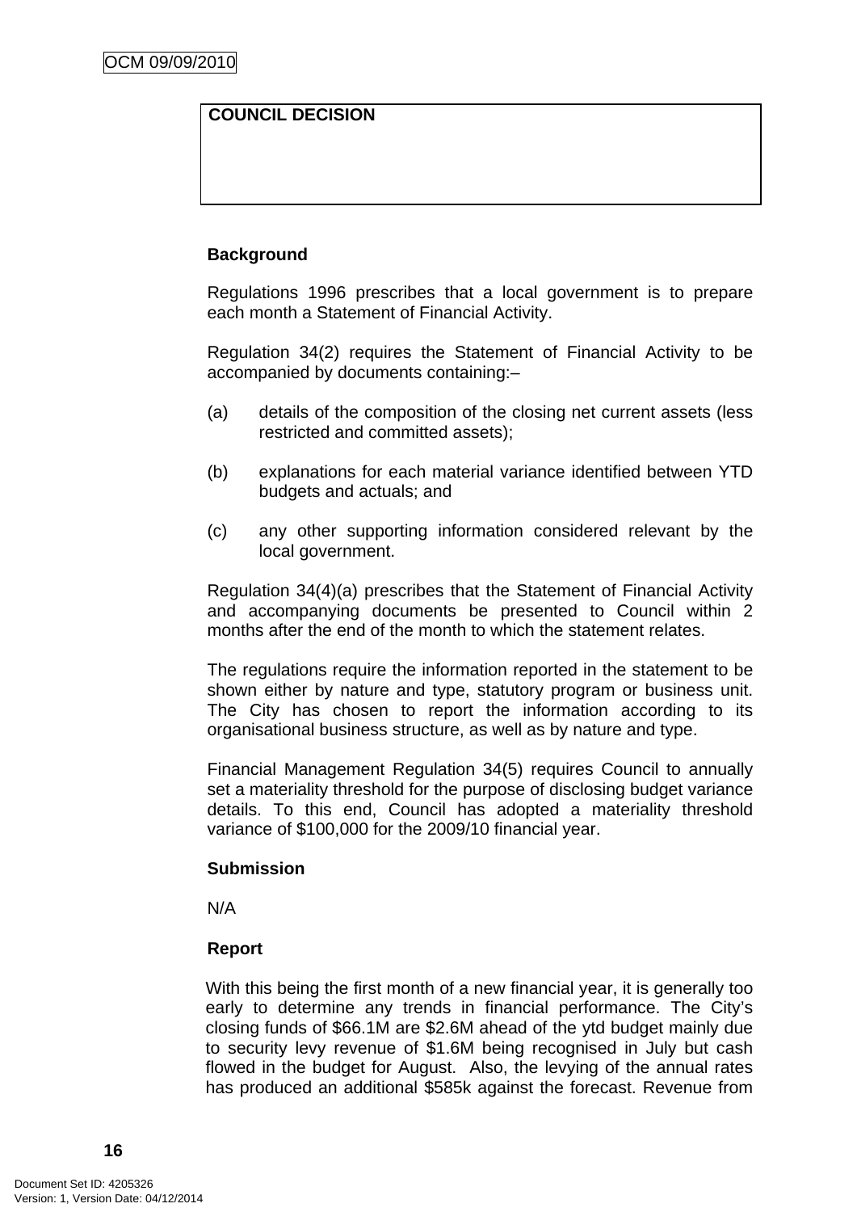**COUNCIL DECISION**

**Background**

Regulations 1996 prescribes that a local government is to prepare each month a Statement of Financial Activity.

Regulation 34(2) requires the Statement of Financial Activity to be accompanied by documents containing:–

(a) details of the composition of the closing net current assets (less restricted and committed assets);

(b) explanations for each material variance identified between YTD budgets and actuals; and

(c) any other supporting information considered relevant by the local government.

Regulation 34(4)(a) prescribes that the Statement of Financial Activity and accompanying documents be presented to Council within 2 months after the end of the month to which the statement relates.

The regulations require the information reported in the statement to be shown either by nature and type, statutory program or business unit. The City has chosen to report the information according to its organisational business structure, as well as by nature and type.

Financial Management Regulation 34(5) requires Council to annually set a materiality threshold for the purpose of disclosing budget variance details. To this end, Council has adopted a materiality threshold variance of $100,000 for the 2009/10 financial year.

**Submission**

N/A

**Report**

With this being the first month of a new financial year, it is generally too early to determine any trends in financial performance. The City's closing funds of $66.1M are $2.6M ahead of the ytd budget mainly due to security levy revenue of $1.6M being recognised in July but cash flowed in the budget for August. Also, the levying of the annual rates has produced an additional $585k against the forecast. Revenue from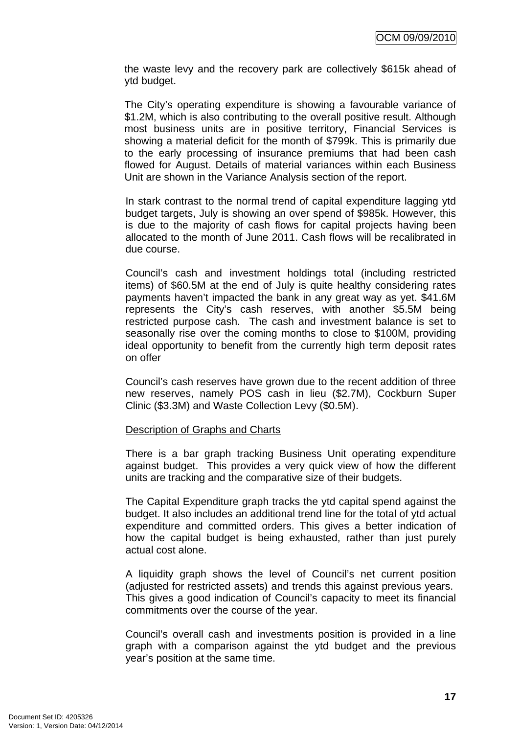the waste levy and the recovery park are collectively $615k ahead of ytd budget.

The City's operating expenditure is showing a favourable variance of $1.2M, which is also contributing to the overall positive result. Although most business units are in positive territory, Financial Services is showing a material deficit for the month of $799k. This is primarily due to the early processing of insurance premiums that had been cash flowed for August. Details of material variances within each Business Unit are shown in the Variance Analysis section of the report.

In stark contrast to the normal trend of capital expenditure lagging ytd budget targets, July is showing an over spend of $985k. However, this is due to the majority of cash flows for capital projects having been allocated to the month of June 2011. Cash flows will be recalibrated in due course.

Council's cash and investment holdings total (including restricted items) of $60.5M at the end of July is quite healthy considering rates payments haven't impacted the bank in any great way as yet. $41.6M represents the City's cash reserves, with another $5.5M being restricted purpose cash. The cash and investment balance is set to seasonally rise over the coming months to close to $100M, providing ideal opportunity to benefit from the currently high term deposit rates on offer

Council's cash reserves have grown due to the recent addition of three new reserves, namely POS cash in lieu ($2.7M), Cockburn Super Clinic ($3.3M) and Waste Collection Levy ($0.5M).

<u>Description of Graphs and Charts</u>

There is a bar graph tracking Business Unit operating expenditure against budget. This provides a very quick view of how the different units are tracking and the comparative size of their budgets.

The Capital Expenditure graph tracks the ytd capital spend against the budget. It also includes an additional trend line for the total of ytd actual expenditure and committed orders. This gives a better indication of how the capital budget is being exhausted, rather than just purely actual cost alone.

A liquidity graph shows the level of Council's net current position (adjusted for restricted assets) and trends this against previous years. This gives a good indication of Council's capacity to meet its financial commitments over the course of the year.

Council's overall cash and investments position is provided in a line graph with a comparison against the ytd budget and the previous year's position at the same time.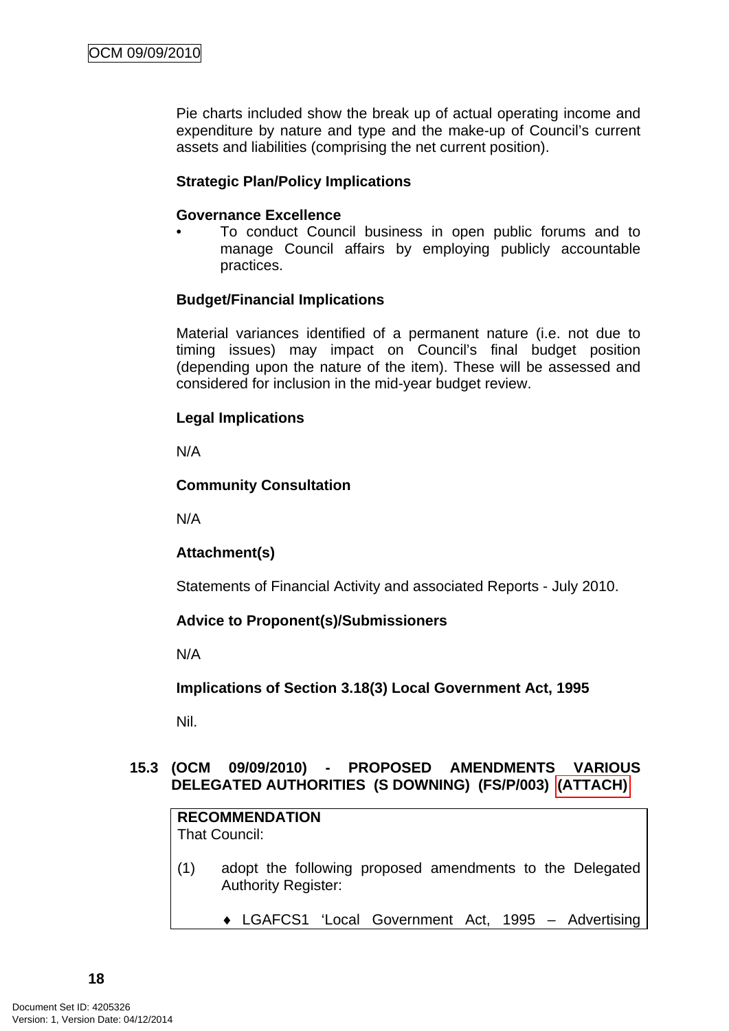Pie charts included show the break up of actual operating income and expenditure by nature and type and the make-up of Council's current assets and liabilities (comprising the net current position).

**Strategic Plan/Policy Implications**

**Governance Excellence**

- To conduct Council business in open public forums and to manage Council affairs by employing publicly accountable practices.

**Budget/Financial Implications**

Material variances identified of a permanent nature (i.e. not due to timing issues) may impact on Council's final budget position (depending upon the nature of the item). These will be assessed and considered for inclusion in the mid-year budget review.

**Legal Implications**

N/A

**Community Consultation**

N/A

**Attachment(s)**

Statements of Financial Activity and associated Reports - July 2010.

**Advice to Proponent(s)/Submissioners**

N/A

**Implications of Section 3.18(3) Local Government Act, 1995**

Nil.

### 15.3 (OCM 09/09/2010) - PROPOSED AMENDMENTS VARIOUS DELEGATED AUTHORITIES (S DOWNING) (FS/P/003) (ATTACH)

**RECOMMENDATION**
That Council:

(1) adopt the following proposed amendments to the Delegated Authority Register:

- ♦ LGAFCS1 'Local Government Act, 1995 – Advertising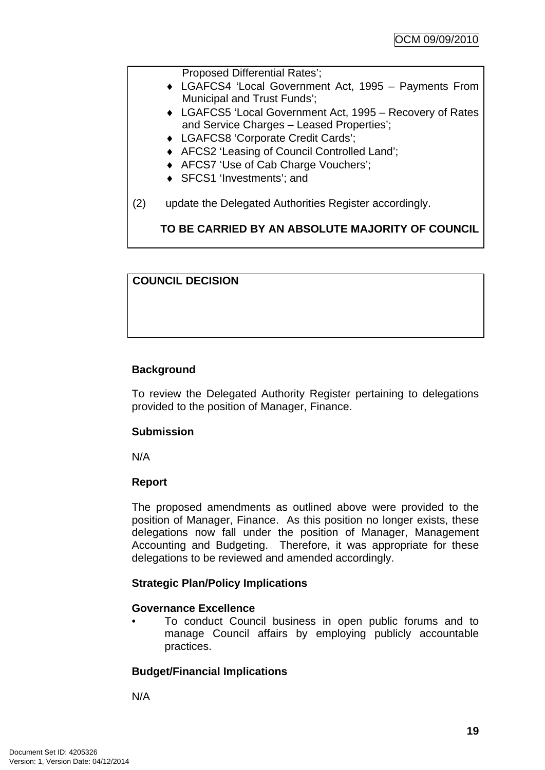Proposed Differential Rates';

- LGAFCS4 'Local Government Act, 1995 – Payments From Municipal and Trust Funds';
- LGAFCS5 'Local Government Act, 1995 – Recovery of Rates and Service Charges – Leased Properties';
- LGAFCS8 'Corporate Credit Cards';
- AFCS2 'Leasing of Council Controlled Land';
- AFCS7 'Use of Cab Charge Vouchers';
- SFCS1 'Investments'; and

(2) update the Delegated Authorities Register accordingly.

**TO BE CARRIED BY AN ABSOLUTE MAJORITY OF COUNCIL**

**COUNCIL DECISION**

**Background**

To review the Delegated Authority Register pertaining to delegations provided to the position of Manager, Finance.

**Submission**

N/A

**Report**

The proposed amendments as outlined above were provided to the position of Manager, Finance. As this position no longer exists, these delegations now fall under the position of Manager, Management Accounting and Budgeting. Therefore, it was appropriate for these delegations to be reviewed and amended accordingly.

**Strategic Plan/Policy Implications**

**Governance Excellence**

- To conduct Council business in open public forums and to manage Council affairs by employing publicly accountable practices.

**Budget/Financial Implications**

N/A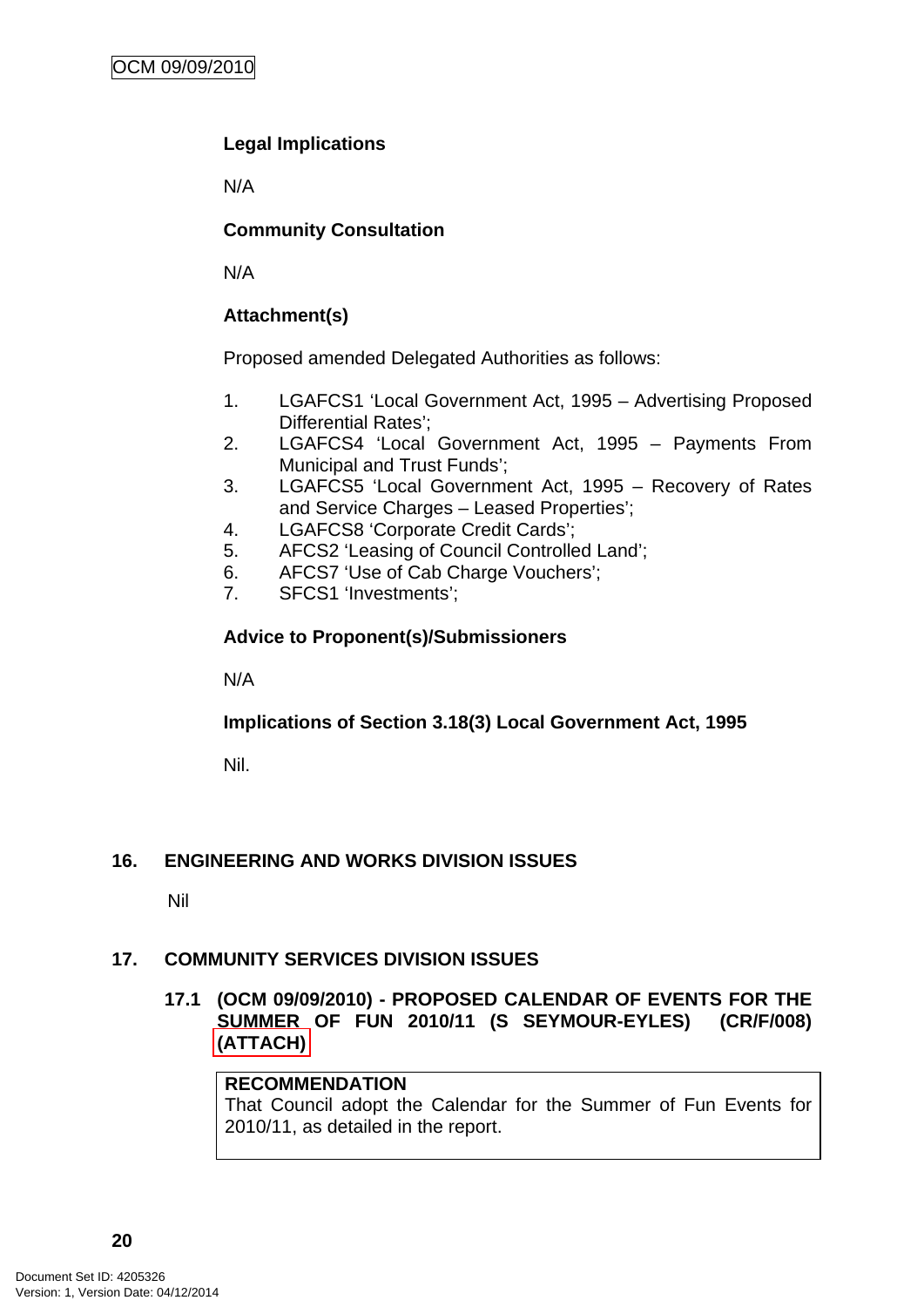**Legal Implications**

N/A

**Community Consultation**

N/A

**Attachment(s)**

Proposed amended Delegated Authorities as follows:

1. LGAFCS1 'Local Government Act, 1995 – Advertising Proposed Differential Rates';
2. LGAFCS4 'Local Government Act, 1995 – Payments From Municipal and Trust Funds';
3. LGAFCS5 'Local Government Act, 1995 – Recovery of Rates and Service Charges – Leased Properties';
4. LGAFCS8 'Corporate Credit Cards';
5. AFCS2 'Leasing of Council Controlled Land';
6. AFCS7 'Use of Cab Charge Vouchers';
7. SFCS1 'Investments';

**Advice to Proponent(s)/Submissioners**

N/A

**Implications of Section 3.18(3) Local Government Act, 1995**

Nil.

## 16. ENGINEERING AND WORKS DIVISION ISSUES

Nil

## 17. COMMUNITY SERVICES DIVISION ISSUES

### 17.1 (OCM 09/09/2010) - PROPOSED CALENDAR OF EVENTS FOR THE SUMMER OF FUN 2010/11 (S SEYMOUR-EYLES) (CR/F/008) (ATTACH)

**RECOMMENDATION**
That Council adopt the Calendar for the Summer of Fun Events for 2010/11, as detailed in the report.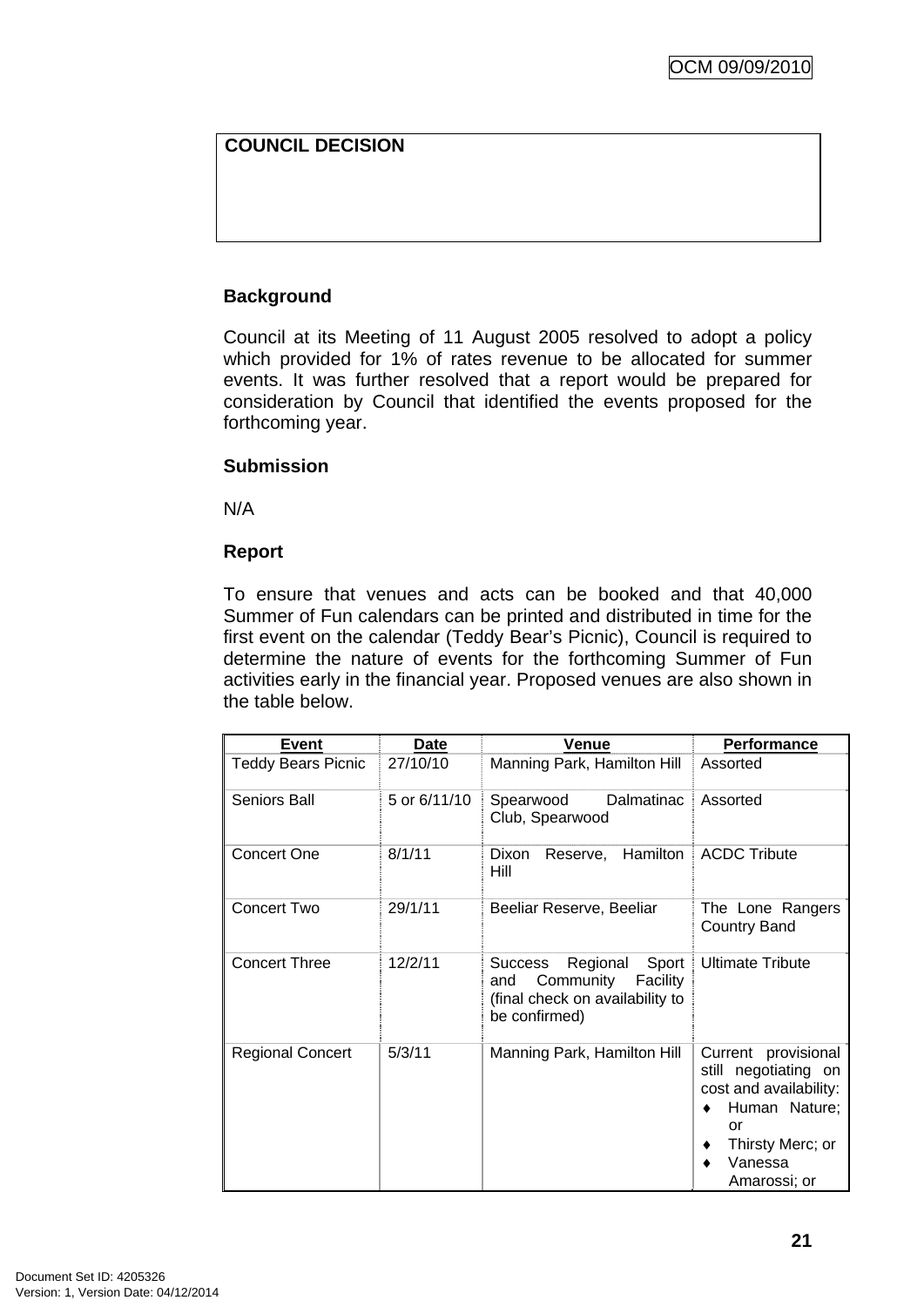**COUNCIL DECISION**

**Background**

Council at its Meeting of 11 August 2005 resolved to adopt a policy which provided for 1% of rates revenue to be allocated for summer events. It was further resolved that a report would be prepared for consideration by Council that identified the events proposed for the forthcoming year.

**Submission**

N/A

**Report**

To ensure that venues and acts can be booked and that 40,000 Summer of Fun calendars can be printed and distributed in time for the first event on the calendar (Teddy Bear's Picnic), Council is required to determine the nature of events for the forthcoming Summer of Fun activities early in the financial year. Proposed venues are also shown in the table below.

| Event | Date | Venue | Performance |
|---|---|---|---|
| Teddy Bears Picnic | 27/10/10 | Manning Park, Hamilton Hill | Assorted |
| Seniors Ball | 5 or 6/11/10 | Spearwood Dalmatinac Club, Spearwood | Assorted |
| Concert One | 8/1/11 | Dixon Reserve, Hamilton Hill | ACDC Tribute |
| Concert Two | 29/1/11 | Beeliar Reserve, Beeliar | The Lone Rangers Country Band |
| Concert Three | 12/2/11 | Success Regional Sport and Community Facility (final check on availability to be confirmed) | Ultimate Tribute |
| Regional Concert | 5/3/11 | Manning Park, Hamilton Hill | Current provisional still negotiating on cost and availability: ♦ Human Nature; or ♦ Thirsty Merc; or ♦ Vanessa Amarossi; or |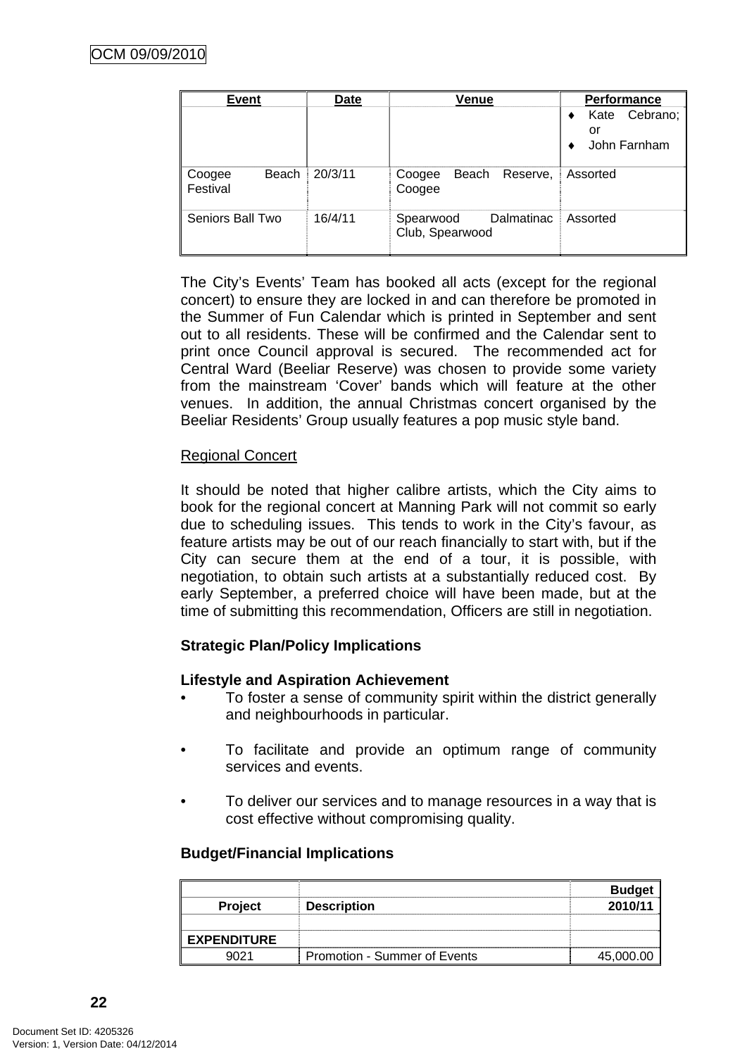| Event | Date | Venue | Performance |
|---|---|---|---|
| | | | ♦ Kate Cebrano; or<br>♦ John Farnham |
| Coogee Beach Festival | 20/3/11 | Coogee Beach Reserve, Coogee | Assorted |
| Seniors Ball Two | 16/4/11 | Spearwood Dalmatinac Club, Spearwood | Assorted |

The City's Events' Team has booked all acts (except for the regional concert) to ensure they are locked in and can therefore be promoted in the Summer of Fun Calendar which is printed in September and sent out to all residents. These will be confirmed and the Calendar sent to print once Council approval is secured. The recommended act for Central Ward (Beeliar Reserve) was chosen to provide some variety from the mainstream 'Cover' bands which will feature at the other venues. In addition, the annual Christmas concert organised by the Beeliar Residents' Group usually features a pop music style band.

Regional Concert

It should be noted that higher calibre artists, which the City aims to book for the regional concert at Manning Park will not commit so early due to scheduling issues. This tends to work in the City's favour, as feature artists may be out of our reach financially to start with, but if the City can secure them at the end of a tour, it is possible, with negotiation, to obtain such artists at a substantially reduced cost. By early September, a preferred choice will have been made, but at the time of submitting this recommendation, Officers are still in negotiation.

**Strategic Plan/Policy Implications**

**Lifestyle and Aspiration Achievement**

- To foster a sense of community spirit within the district generally and neighbourhoods in particular.
- To facilitate and provide an optimum range of community services and events.
- To deliver our services and to manage resources in a way that is cost effective without compromising quality.

**Budget/Financial Implications**

| Project | Description | Budget 2010/11 |
|---|---|---|
| | | |
| **EXPENDITURE** | | |
| 9021 | Promotion - Summer of Events | 45,000.00 |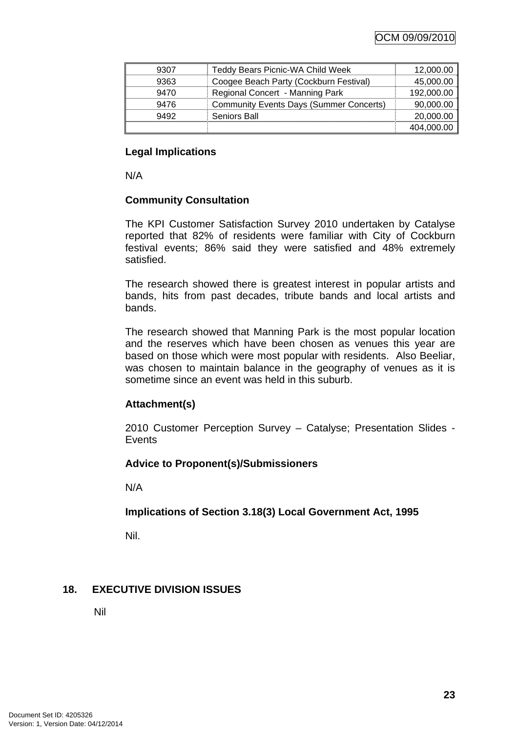| | | |
|---|---|---|
| 9307 | Teddy Bears Picnic-WA Child Week | 12,000.00 |
| 9363 | Coogee Beach Party (Cockburn Festival) | 45,000.00 |
| 9470 | Regional Concert - Manning Park | 192,000.00 |
| 9476 | Community Events Days (Summer Concerts) | 90,000.00 |
| 9492 | Seniors Ball | 20,000.00 |
| | | 404,000.00 |

**Legal Implications**

N/A

**Community Consultation**

The KPI Customer Satisfaction Survey 2010 undertaken by Catalyse reported that 82% of residents were familiar with City of Cockburn festival events; 86% said they were satisfied and 48% extremely satisfied.

The research showed there is greatest interest in popular artists and bands, hits from past decades, tribute bands and local artists and bands.

The research showed that Manning Park is the most popular location and the reserves which have been chosen as venues this year are based on those which were most popular with residents. Also Beeliar, was chosen to maintain balance in the geography of venues as it is sometime since an event was held in this suburb.

**Attachment(s)**

2010 Customer Perception Survey – Catalyse; Presentation Slides - Events

**Advice to Proponent(s)/Submissioners**

N/A

**Implications of Section 3.18(3) Local Government Act, 1995**

Nil.

## 18. EXECUTIVE DIVISION ISSUES

Nil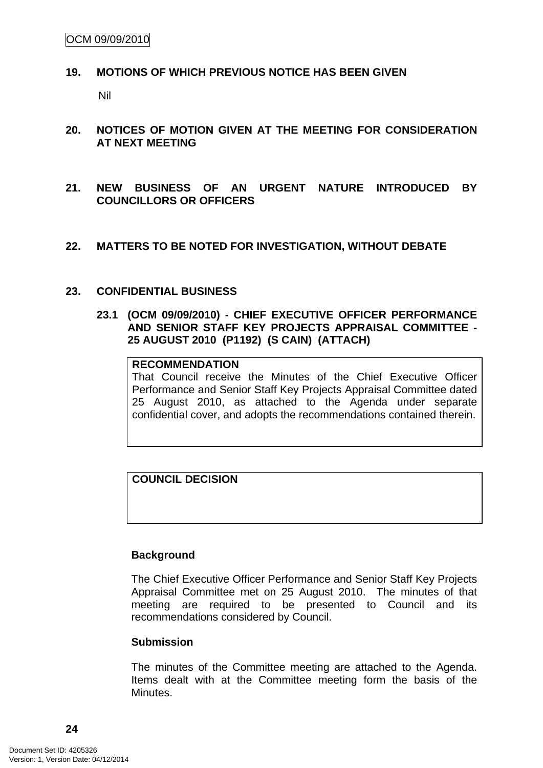## 19. MOTIONS OF WHICH PREVIOUS NOTICE HAS BEEN GIVEN

Nil

## 20. NOTICES OF MOTION GIVEN AT THE MEETING FOR CONSIDERATION AT NEXT MEETING

## 21. NEW BUSINESS OF AN URGENT NATURE INTRODUCED BY COUNCILLORS OR OFFICERS

## 22. MATTERS TO BE NOTED FOR INVESTIGATION, WITHOUT DEBATE

## 23. CONFIDENTIAL BUSINESS

### 23.1 (OCM 09/09/2010) - CHIEF EXECUTIVE OFFICER PERFORMANCE AND SENIOR STAFF KEY PROJECTS APPRAISAL COMMITTEE - 25 AUGUST 2010 (P1192) (S CAIN) (ATTACH)

**RECOMMENDATION**

That Council receive the Minutes of the Chief Executive Officer Performance and Senior Staff Key Projects Appraisal Committee dated 25 August 2010, as attached to the Agenda under separate confidential cover, and adopts the recommendations contained therein.

**COUNCIL DECISION**

**Background**

The Chief Executive Officer Performance and Senior Staff Key Projects Appraisal Committee met on 25 August 2010. The minutes of that meeting are required to be presented to Council and its recommendations considered by Council.

**Submission**

The minutes of the Committee meeting are attached to the Agenda. Items dealt with at the Committee meeting form the basis of the Minutes.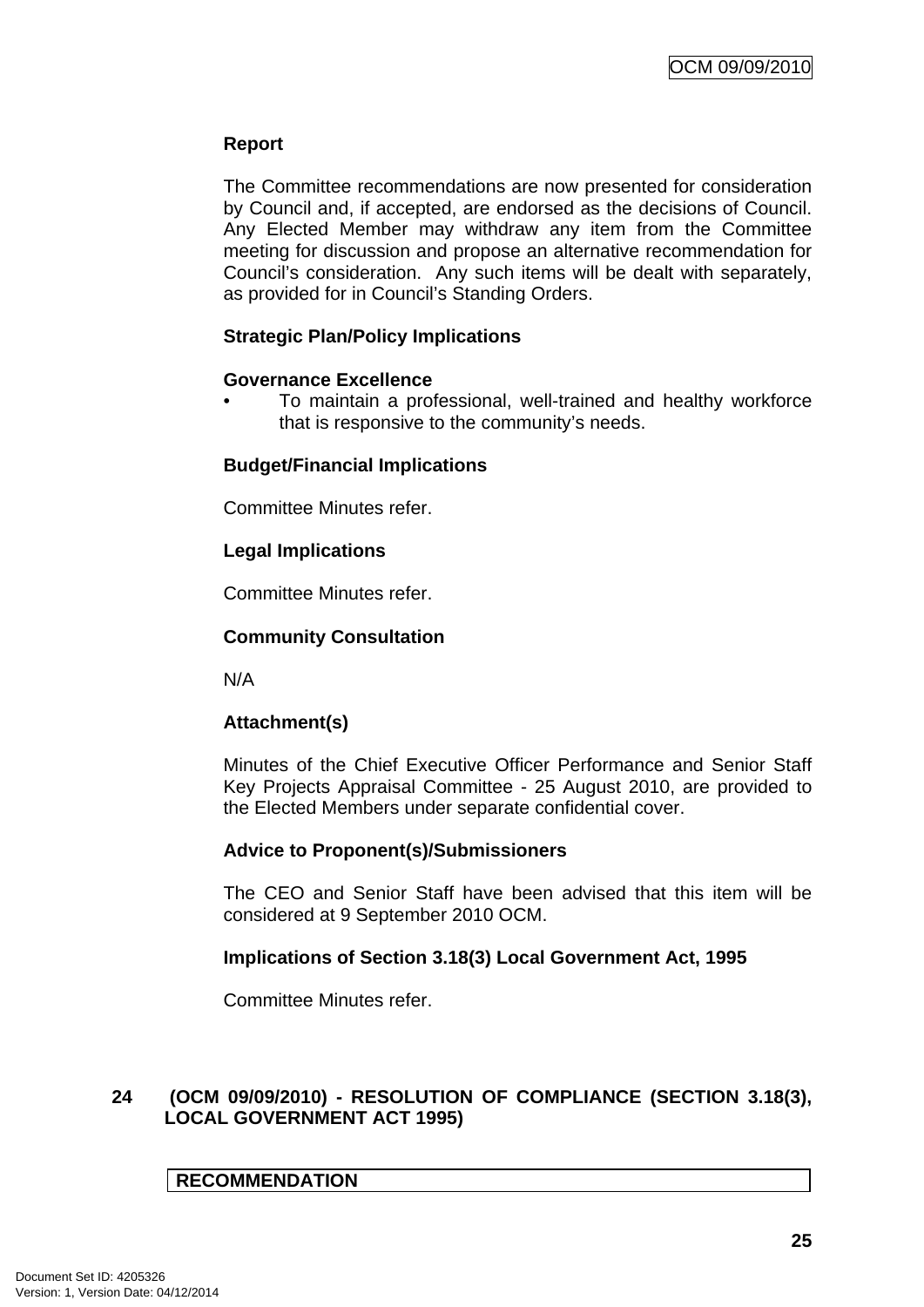**Report**

The Committee recommendations are now presented for consideration by Council and, if accepted, are endorsed as the decisions of Council. Any Elected Member may withdraw any item from the Committee meeting for discussion and propose an alternative recommendation for Council's consideration. Any such items will be dealt with separately, as provided for in Council's Standing Orders.

**Strategic Plan/Policy Implications**

**Governance Excellence**

- To maintain a professional, well-trained and healthy workforce that is responsive to the community's needs.

**Budget/Financial Implications**

Committee Minutes refer.

**Legal Implications**

Committee Minutes refer.

**Community Consultation**

N/A

**Attachment(s)**

Minutes of the Chief Executive Officer Performance and Senior Staff Key Projects Appraisal Committee - 25 August 2010, are provided to the Elected Members under separate confidential cover.

**Advice to Proponent(s)/Submissioners**

The CEO and Senior Staff have been advised that this item will be considered at 9 September 2010 OCM.

**Implications of Section 3.18(3) Local Government Act, 1995**

Committee Minutes refer.

## 24 (OCM 09/09/2010) - RESOLUTION OF COMPLIANCE (SECTION 3.18(3), LOCAL GOVERNMENT ACT 1995)

| RECOMMENDATION |
|---|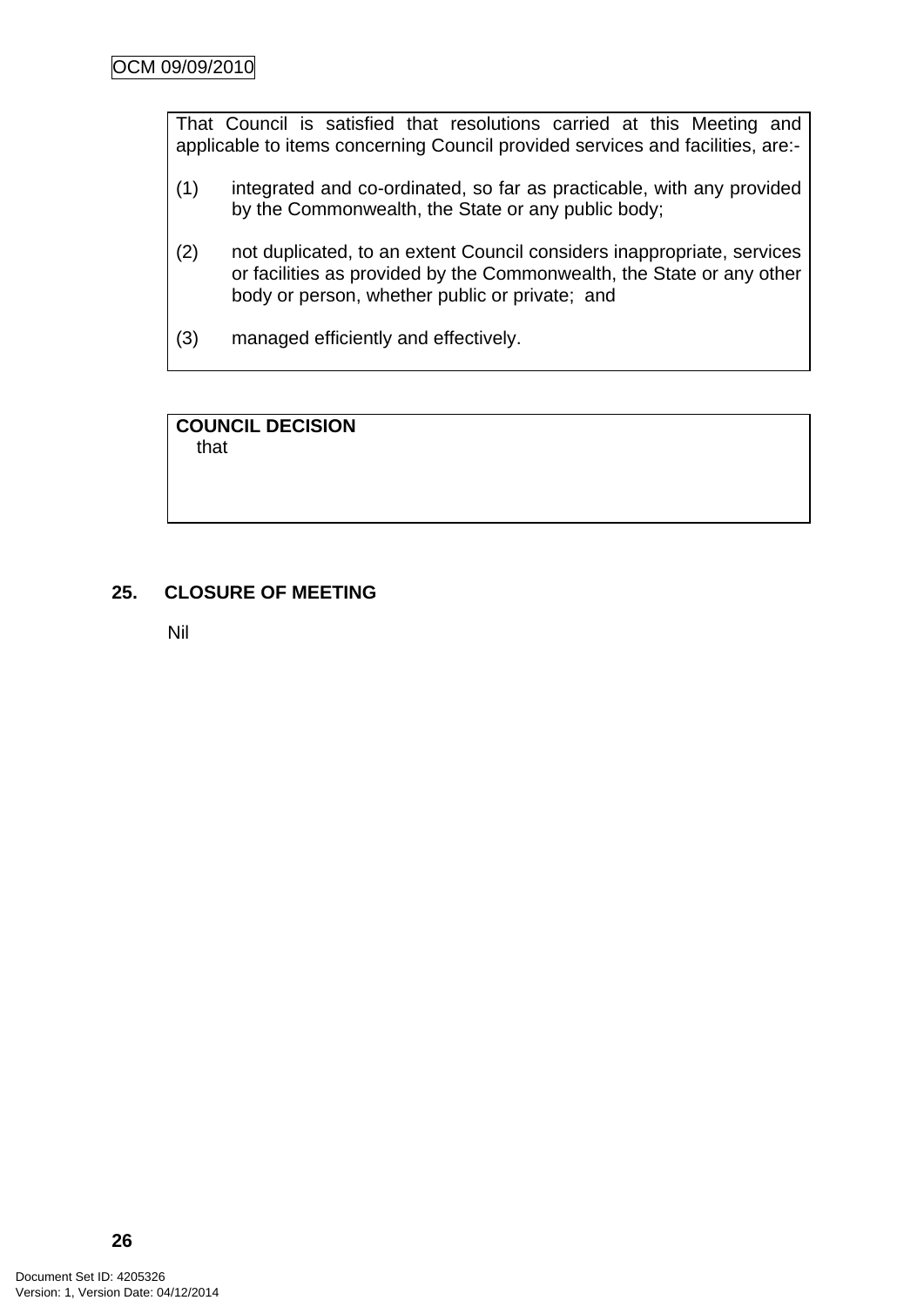That Council is satisfied that resolutions carried at this Meeting and applicable to items concerning Council provided services and facilities, are:-

(1) integrated and co-ordinated, so far as practicable, with any provided by the Commonwealth, the State or any public body;

(2) not duplicated, to an extent Council considers inappropriate, services or facilities as provided by the Commonwealth, the State or any other body or person, whether public or private; and

(3) managed efficiently and effectively.

**COUNCIL DECISION**

that

## 25. CLOSURE OF MEETING

Nil

Document Set ID: 4205326
Version: 1, Version Date: 04/12/2014